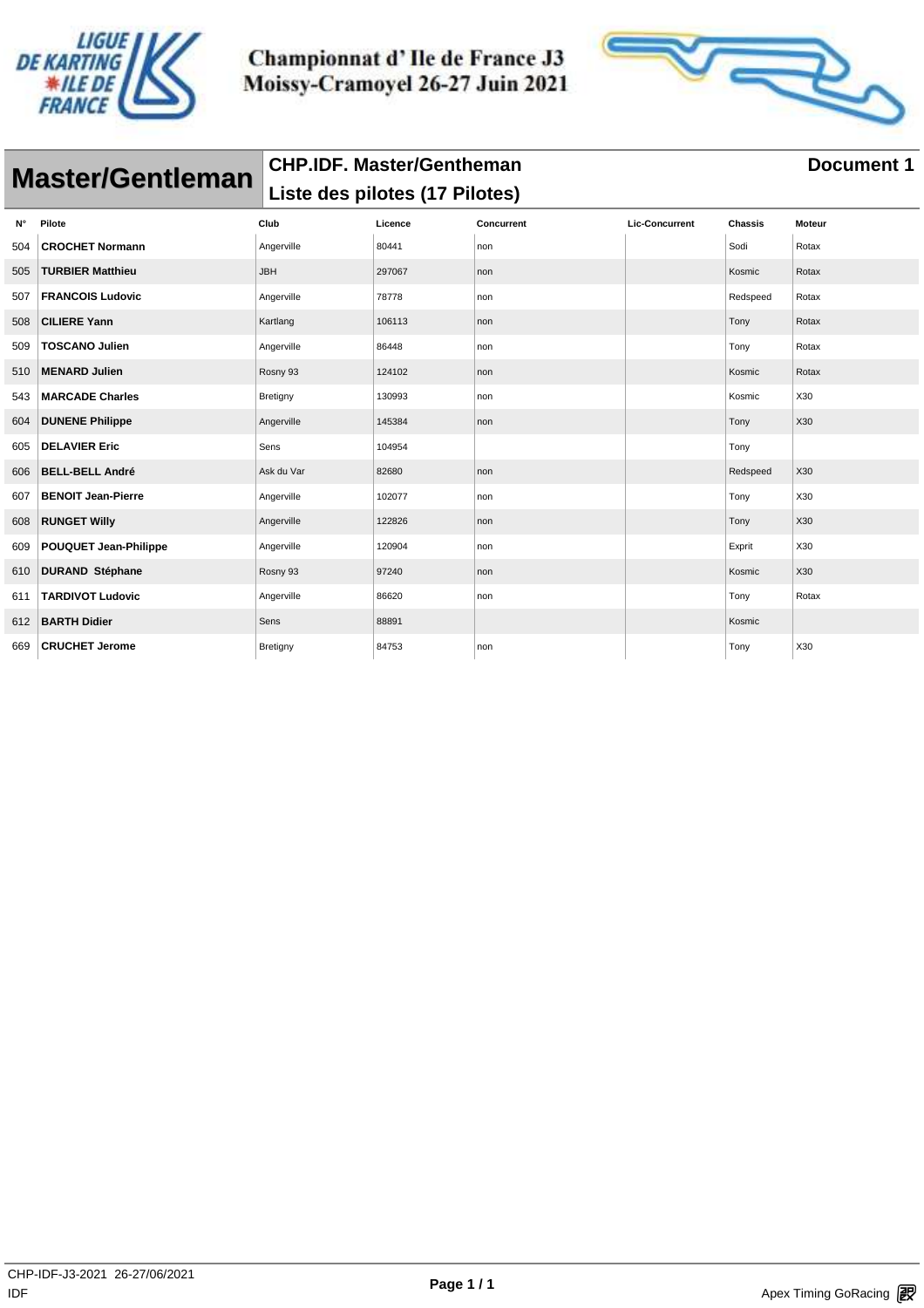# Championnat d' Ile de France J3
## Moissy-Cramoyel 26-27 Juin 2021

## Master/Gentleman

**CHP.IDF. Master/Gentheman**

**Liste des pilotes (17 Pilotes)**

**Document 1**

| N° | Pilote | Club | Licence | Concurrent | Lic-Concurrent | Chassis | Moteur |
|---|---|---|---|---|---|---|---|
| 504 | **CROCHET Normann** | Angerville | 80441 | non | | Sodi | Rotax |
| 505 | **TURBIER Matthieu** | JBH | 297067 | non | | Kosmic | Rotax |
| 507 | **FRANCOIS Ludovic** | Angerville | 78778 | non | | Redspeed | Rotax |
| 508 | **CILIERE Yann** | Kartlang | 106113 | non | | Tony | Rotax |
| 509 | **TOSCANO Julien** | Angerville | 86448 | non | | Tony | Rotax |
| 510 | **MENARD Julien** | Rosny 93 | 124102 | non | | Kosmic | Rotax |
| 543 | **MARCADE Charles** | Bretigny | 130993 | non | | Kosmic | X30 |
| 604 | **DUNENE Philippe** | Angerville | 145384 | non | | Tony | X30 |
| 605 | **DELAVIER Eric** | Sens | 104954 | | | Tony | |
| 606 | **BELL-BELL André** | Ask du Var | 82680 | non | | Redspeed | X30 |
| 607 | **BENOIT Jean-Pierre** | Angerville | 102077 | non | | Tony | X30 |
| 608 | **RUNGET Willy** | Angerville | 122826 | non | | Tony | X30 |
| 609 | **POUQUET Jean-Philippe** | Angerville | 120904 | non | | Exprit | X30 |
| 610 | **DURAND Stéphane** | Rosny 93 | 97240 | non | | Kosmic | X30 |
| 611 | **TARDIVOT Ludovic** | Angerville | 86620 | non | | Tony | Rotax |
| 612 | **BARTH Didier** | Sens | 88891 | | | Kosmic | |
| 669 | **CRUCHET Jerome** | Bretigny | 84753 | non | | Tony | X30 |

CHP-IDF-J3-2021 26-27/06/2021
IDF

Apex Timing GoRacing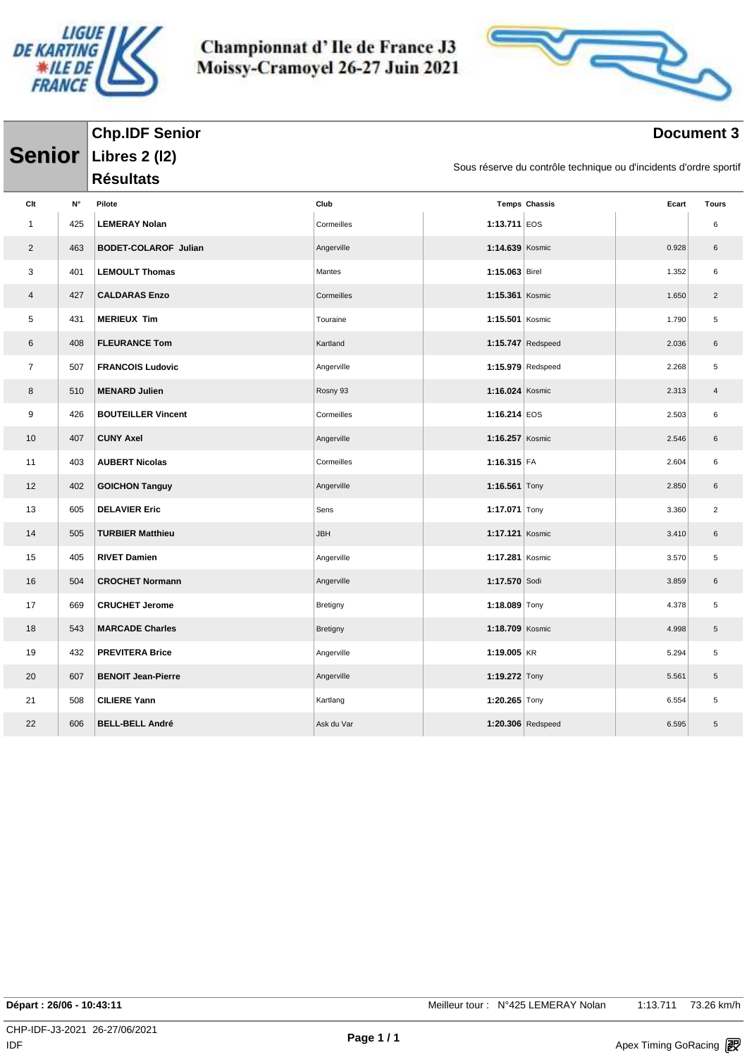# Championnat d' Ile de France J3
# Moissy-Cramoyel 26-27 Juin 2021

## Senior

**Chp.IDF Senior**
**Libres 2 (l2)**
**Résultats**

**Document 3**

Sous réserve du contrôle technique ou d'incidents d'ordre sportif

| Clt | N° | Pilote | Club | Temps | Chassis | Ecart | Tours |
|---|---|---|---|---|---|---|---|
| 1 | 425 | **LEMERAY Nolan** | Cormeilles | **1:13.711** | EOS | | 6 |
| 2 | 463 | **BODET-COLAROF Julian** | Angerville | **1:14.639** | Kosmic | 0.928 | 6 |
| 3 | 401 | **LEMOULT Thomas** | Mantes | **1:15.063** | Birel | 1.352 | 6 |
| 4 | 427 | **CALDARAS Enzo** | Cormeilles | **1:15.361** | Kosmic | 1.650 | 2 |
| 5 | 431 | **MERIEUX Tim** | Touraine | **1:15.501** | Kosmic | 1.790 | 5 |
| 6 | 408 | **FLEURANCE Tom** | Kartland | **1:15.747** | Redspeed | 2.036 | 6 |
| 7 | 507 | **FRANCOIS Ludovic** | Angerville | **1:15.979** | Redspeed | 2.268 | 5 |
| 8 | 510 | **MENARD Julien** | Rosny 93 | **1:16.024** | Kosmic | 2.313 | 4 |
| 9 | 426 | **BOUTEILLER Vincent** | Cormeilles | **1:16.214** | EOS | 2.503 | 6 |
| 10 | 407 | **CUNY Axel** | Angerville | **1:16.257** | Kosmic | 2.546 | 6 |
| 11 | 403 | **AUBERT Nicolas** | Cormeilles | **1:16.315** | FA | 2.604 | 6 |
| 12 | 402 | **GOICHON Tanguy** | Angerville | **1:16.561** | Tony | 2.850 | 6 |
| 13 | 605 | **DELAVIER Eric** | Sens | **1:17.071** | Tony | 3.360 | 2 |
| 14 | 505 | **TURBIER Matthieu** | JBH | **1:17.121** | Kosmic | 3.410 | 6 |
| 15 | 405 | **RIVET Damien** | Angerville | **1:17.281** | Kosmic | 3.570 | 5 |
| 16 | 504 | **CROCHET Normann** | Angerville | **1:17.570** | Sodi | 3.859 | 6 |
| 17 | 669 | **CRUCHET Jerome** | Bretigny | **1:18.089** | Tony | 4.378 | 5 |
| 18 | 543 | **MARCADE Charles** | Bretigny | **1:18.709** | Kosmic | 4.998 | 5 |
| 19 | 432 | **PREVITERA Brice** | Angerville | **1:19.005** | KR | 5.294 | 5 |
| 20 | 607 | **BENOIT Jean-Pierre** | Angerville | **1:19.272** | Tony | 5.561 | 5 |
| 21 | 508 | **CILIERE Yann** | Kartlang | **1:20.265** | Tony | 6.554 | 5 |
| 22 | 606 | **BELL-BELL André** | Ask du Var | **1:20.306** | Redspeed | 6.595 | 5 |

**Départ : 26/06 - 10:43:11** Meilleur tour : N°425 LEMERAY Nolan 1:13.711 73.26 km/h

CHP-IDF-J3-2021 26-27/06/2021
IDF

Apex Timing GoRacing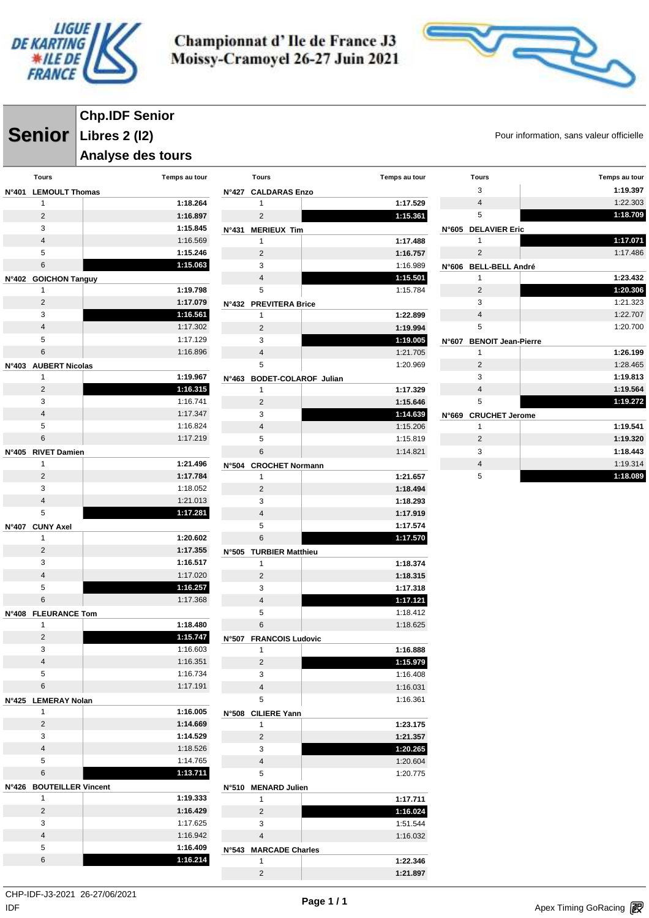# Championnat d' Ile de France J3
# Moissy-Cramoyel 26-27 Juin 2021

## Senior

### Chp.IDF Senior
### Libres 2 (l2)
### Analyse des tours

Pour information, sans valeur officielle

| Tours | Temps au tour |
|---|---|
| **N°401 LEMOULT Thomas** | |
| 1 | **1:18.264** |
| 2 | **1:16.897** |
| 3 | **1:15.845** |
| 4 | 1:16.569 |
| 5 | **1:15.246** |
| 6 | **1:15.063** |
| **N°402 GOICHON Tanguy** | |
| 1 | **1:19.798** |
| 2 | **1:17.079** |
| 3 | **1:16.561** |
| 4 | 1:17.302 |
| 5 | 1:17.129 |
| 6 | 1:16.896 |
| **N°403 AUBERT Nicolas** | |
| 1 | **1:19.967** |
| 2 | **1:16.315** |
| 3 | 1:16.741 |
| 4 | 1:17.347 |
| 5 | 1:16.824 |
| 6 | 1:17.219 |
| **N°405 RIVET Damien** | |
| 1 | **1:21.496** |
| 2 | **1:17.784** |
| 3 | 1:18.052 |
| 4 | 1:21.013 |
| 5 | **1:17.281** |
| **N°407 CUNY Axel** | |
| 1 | **1:20.602** |
| 2 | **1:17.355** |
| 3 | **1:16.517** |
| 4 | 1:17.020 |
| 5 | **1:16.257** |
| 6 | 1:17.368 |
| **N°408 FLEURANCE Tom** | |
| 1 | **1:18.480** |
| 2 | **1:15.747** |
| 3 | 1:16.603 |
| 4 | 1:16.351 |
| 5 | 1:16.734 |
| 6 | 1:17.191 |
| **N°425 LEMERAY Nolan** | |
| 1 | **1:16.005** |
| 2 | **1:14.669** |
| 3 | **1:14.529** |
| 4 | 1:18.526 |
| 5 | 1:14.765 |
| 6 | **1:13.711** |
| **N°426 BOUTEILLER Vincent** | |
| 1 | **1:19.333** |
| 2 | **1:16.429** |
| 3 | 1:17.625 |
| 4 | 1:16.942 |
| 5 | **1:16.409** |
| 6 | **1:16.214** |
| **N°427 CALDARAS Enzo** | |
| 1 | **1:17.529** |
| 2 | **1:15.361** |
| **N°431 MERIEUX Tim** | |
| 1 | **1:17.488** |
| 2 | **1:16.757** |
| 3 | 1:16.989 |
| 4 | **1:15.501** |
| 5 | 1:15.784 |
| **N°432 PREVITERA Brice** | |
| 1 | **1:22.899** |
| 2 | **1:19.994** |
| 3 | **1:19.005** |
| 4 | 1:21.705 |
| 5 | 1:20.969 |
| **N°463 BODET-COLAROF Julian** | |
| 1 | **1:17.329** |
| 2 | **1:15.646** |
| 3 | **1:14.639** |
| 4 | 1:15.206 |
| 5 | 1:15.819 |
| 6 | 1:14.821 |
| **N°504 CROCHET Normann** | |
| 1 | **1:21.657** |
| 2 | **1:18.494** |
| 3 | **1:18.293** |
| 4 | **1:17.919** |
| 5 | **1:17.574** |
| 6 | **1:17.570** |
| **N°505 TURBIER Matthieu** | |
| 1 | **1:18.374** |
| 2 | **1:18.315** |
| 3 | **1:17.318** |
| 4 | **1:17.121** |
| 5 | 1:18.412 |
| 6 | 1:18.625 |
| **N°507 FRANCOIS Ludovic** | |
| 1 | **1:16.888** |
| 2 | **1:15.979** |
| 3 | 1:16.408 |
| 4 | 1:16.031 |
| 5 | 1:16.361 |
| **N°508 CILIERE Yann** | |
| 1 | **1:23.175** |
| 2 | **1:21.357** |
| 3 | **1:20.265** |
| 4 | 1:20.604 |
| 5 | 1:20.775 |
| **N°510 MENARD Julien** | |
| 1 | **1:17.711** |
| 2 | **1:16.024** |
| 3 | 1:51.544 |
| 4 | 1:16.032 |
| **N°543 MARCADE Charles** | |
| 1 | **1:22.346** |
| 2 | **1:21.897** |
| 3 | **1:19.397** |
| 4 | 1:22.303 |
| 5 | **1:18.709** |
| **N°605 DELAVIER Eric** | |
| 1 | **1:17.071** |
| 2 | 1:17.486 |
| **N°606 BELL-BELL André** | |
| 1 | **1:23.432** |
| 2 | **1:20.306** |
| 3 | 1:21.323 |
| 4 | 1:22.707 |
| 5 | 1:20.700 |
| **N°607 BENOIT Jean-Pierre** | |
| 1 | **1:26.199** |
| 2 | 1:28.465 |
| 3 | **1:19.813** |
| 4 | **1:19.564** |
| 5 | **1:19.272** |
| **N°669 CRUCHET Jerome** | |
| 1 | **1:19.541** |
| 2 | **1:19.320** |
| 3 | **1:18.443** |
| 4 | 1:19.314 |
| 5 | **1:18.089** |

CHP-IDF-J3-2021 26-27/06/2021
IDF

Apex Timing GoRacing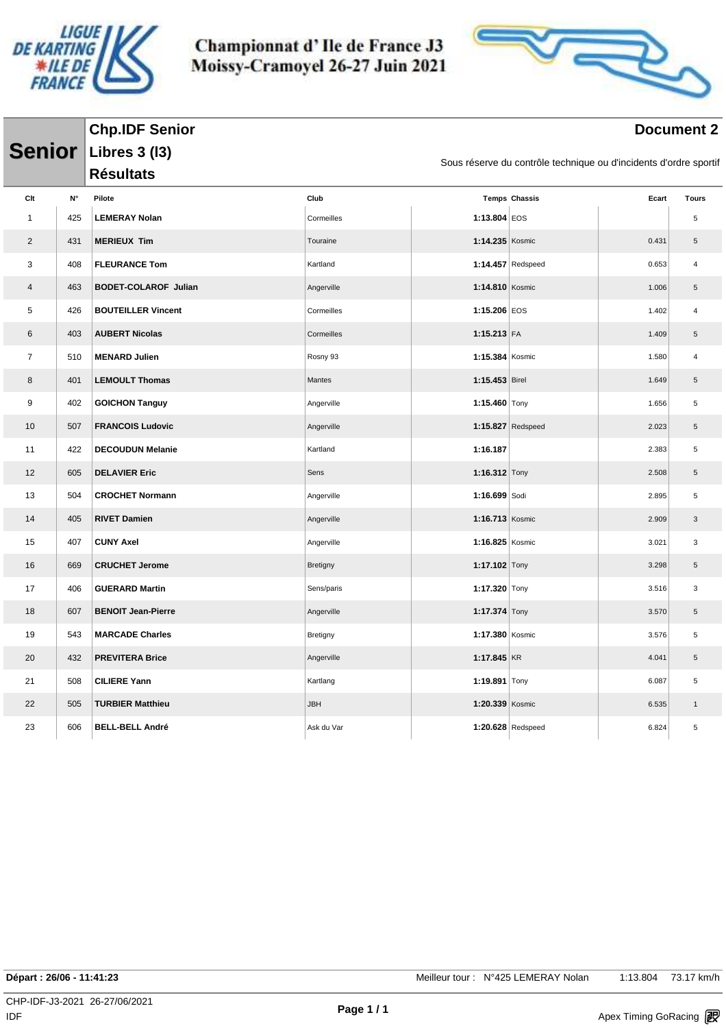# Championnat d' Ile de France J3
# Moissy-Cramoyel 26-27 Juin 2021

## Senior

**Chp.IDF Senior**
**Libres 3 (l3)**
**Résultats**

**Document 2**

Sous réserve du contrôle technique ou d'incidents d'ordre sportif

| Clt | N° | Pilote | Club | Temps | Chassis | Ecart | Tours |
|---|---|---|---|---|---|---|---|
| 1 | 425 | **LEMERAY Nolan** | Cormeilles | **1:13.804** | EOS | | 5 |
| 2 | 431 | **MERIEUX Tim** | Touraine | **1:14.235** | Kosmic | 0.431 | 5 |
| 3 | 408 | **FLEURANCE Tom** | Kartland | **1:14.457** | Redspeed | 0.653 | 4 |
| 4 | 463 | **BODET-COLAROF Julian** | Angerville | **1:14.810** | Kosmic | 1.006 | 5 |
| 5 | 426 | **BOUTEILLER Vincent** | Cormeilles | **1:15.206** | EOS | 1.402 | 4 |
| 6 | 403 | **AUBERT Nicolas** | Cormeilles | **1:15.213** | FA | 1.409 | 5 |
| 7 | 510 | **MENARD Julien** | Rosny 93 | **1:15.384** | Kosmic | 1.580 | 4 |
| 8 | 401 | **LEMOULT Thomas** | Mantes | **1:15.453** | Birel | 1.649 | 5 |
| 9 | 402 | **GOICHON Tanguy** | Angerville | **1:15.460** | Tony | 1.656 | 5 |
| 10 | 507 | **FRANCOIS Ludovic** | Angerville | **1:15.827** | Redspeed | 2.023 | 5 |
| 11 | 422 | **DECOUDUN Melanie** | Kartland | **1:16.187** | | 2.383 | 5 |
| 12 | 605 | **DELAVIER Eric** | Sens | **1:16.312** | Tony | 2.508 | 5 |
| 13 | 504 | **CROCHET Normann** | Angerville | **1:16.699** | Sodi | 2.895 | 5 |
| 14 | 405 | **RIVET Damien** | Angerville | **1:16.713** | Kosmic | 2.909 | 3 |
| 15 | 407 | **CUNY Axel** | Angerville | **1:16.825** | Kosmic | 3.021 | 3 |
| 16 | 669 | **CRUCHET Jerome** | Bretigny | **1:17.102** | Tony | 3.298 | 5 |
| 17 | 406 | **GUERARD Martin** | Sens/paris | **1:17.320** | Tony | 3.516 | 3 |
| 18 | 607 | **BENOIT Jean-Pierre** | Angerville | **1:17.374** | Tony | 3.570 | 5 |
| 19 | 543 | **MARCADE Charles** | Bretigny | **1:17.380** | Kosmic | 3.576 | 5 |
| 20 | 432 | **PREVITERA Brice** | Angerville | **1:17.845** | KR | 4.041 | 5 |
| 21 | 508 | **CILIERE Yann** | Kartlang | **1:19.891** | Tony | 6.087 | 5 |
| 22 | 505 | **TURBIER Matthieu** | JBH | **1:20.339** | Kosmic | 6.535 | 1 |
| 23 | 606 | **BELL-BELL André** | Ask du Var | **1:20.628** | Redspeed | 6.824 | 5 |

**Départ : 26/06 - 11:41:23**

Meilleur tour : N°425 LEMERAY Nolan 1:13.804 73.17 km/h

CHP-IDF-J3-2021 26-27/06/2021
IDF

Apex Timing GoRacing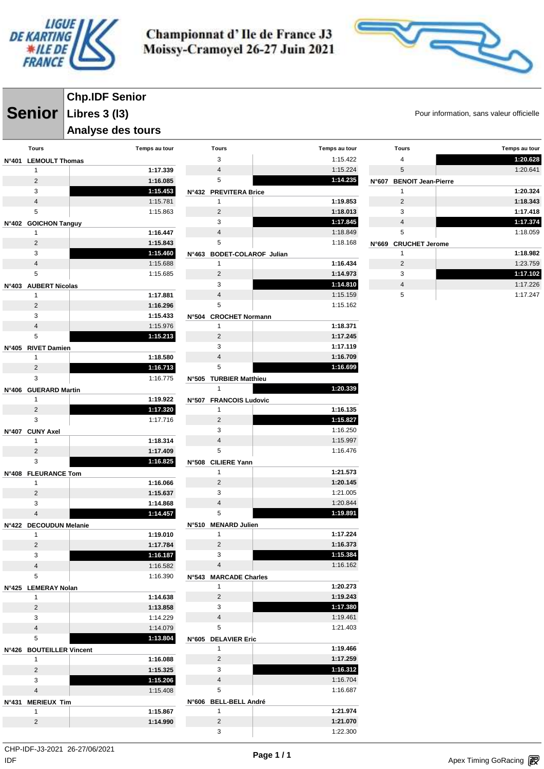# Championnat d' Ile de France J3
## Moissy-Cramoyel 26-27 Juin 2021

**Senior**

**Chp.IDF Senior**
**Libres 3 (l3)**
**Analyse des tours**

Pour information, sans valeur officielle

**N°401 LEMOULT Thomas**

| Tours | Temps au tour |
|---|---|
| 1 | **1:17.339** |
| 2 | **1:16.085** |
| 3 | **1:15.453** |
| 4 | 1:15.781 |
| 5 | 1:15.863 |

**N°402 GOICHON Tanguy**

| Tours | Temps au tour |
|---|---|
| 1 | **1:16.447** |
| 2 | **1:15.843** |
| 3 | **1:15.460** |
| 4 | 1:15.688 |
| 5 | 1:15.685 |

**N°403 AUBERT Nicolas**

| Tours | Temps au tour |
|---|---|
| 1 | **1:17.881** |
| 2 | **1:16.296** |
| 3 | **1:15.433** |
| 4 | 1:15.976 |
| 5 | **1:15.213** |

**N°405 RIVET Damien**

| Tours | Temps au tour |
|---|---|
| 1 | **1:18.580** |
| 2 | **1:16.713** |
| 3 | 1:16.775 |

**N°406 GUERARD Martin**

| Tours | Temps au tour |
|---|---|
| 1 | **1:19.922** |
| 2 | **1:17.320** |
| 3 | 1:17.716 |

**N°407 CUNY Axel**

| Tours | Temps au tour |
|---|---|
| 1 | **1:18.314** |
| 2 | **1:17.409** |
| 3 | **1:16.825** |

**N°408 FLEURANCE Tom**

| Tours | Temps au tour |
|---|---|
| 1 | **1:16.066** |
| 2 | **1:15.637** |
| 3 | **1:14.868** |
| 4 | **1:14.457** |

**N°422 DECOUDUN Melanie**

| Tours | Temps au tour |
|---|---|
| 1 | **1:19.010** |
| 2 | **1:17.784** |
| 3 | **1:16.187** |
| 4 | 1:16.582 |
| 5 | 1:16.390 |

**N°425 LEMERAY Nolan**

| Tours | Temps au tour |
|---|---|
| 1 | **1:14.638** |
| 2 | **1:13.858** |
| 3 | 1:14.229 |
| 4 | 1:14.079 |
| 5 | **1:13.804** |

**N°426 BOUTEILLER Vincent**

| Tours | Temps au tour |
|---|---|
| 1 | **1:16.088** |
| 2 | **1:15.325** |
| 3 | **1:15.206** |
| 4 | 1:15.408 |

**N°431 MERIEUX Tim**

| Tours | Temps au tour |
|---|---|
| 1 | **1:15.867** |
| 2 | **1:14.990** |
| 3 | 1:15.422 |
| 4 | 1:15.224 |
| 5 | **1:14.235** |

**N°432 PREVITERA Brice**

| Tours | Temps au tour |
|---|---|
| 1 | **1:19.853** |
| 2 | **1:18.013** |
| 3 | **1:17.845** |
| 4 | 1:18.849 |
| 5 | 1:18.168 |

**N°463 BODET-COLAROF Julian**

| Tours | Temps au tour |
|---|---|
| 1 | **1:16.434** |
| 2 | **1:14.973** |
| 3 | **1:14.810** |
| 4 | 1:15.159 |
| 5 | 1:15.162 |

**N°504 CROCHET Normann**

| Tours | Temps au tour |
|---|---|
| 1 | **1:18.371** |
| 2 | **1:17.245** |
| 3 | **1:17.119** |
| 4 | **1:16.709** |
| 5 | **1:16.699** |

**N°505 TURBIER Matthieu**

| Tours | Temps au tour |
|---|---|
| 1 | **1:20.339** |

**N°507 FRANCOIS Ludovic**

| Tours | Temps au tour |
|---|---|
| 1 | **1:16.135** |
| 2 | **1:15.827** |
| 3 | 1:16.250 |
| 4 | 1:15.997 |
| 5 | 1:16.476 |

**N°508 CILIERE Yann**

| Tours | Temps au tour |
|---|---|
| 1 | **1:21.573** |
| 2 | **1:20.145** |
| 3 | 1:21.005 |
| 4 | 1:20.844 |
| 5 | **1:19.891** |

**N°510 MENARD Julien**

| Tours | Temps au tour |
|---|---|
| 1 | **1:17.224** |
| 2 | **1:16.373** |
| 3 | **1:15.384** |
| 4 | 1:16.162 |

**N°543 MARCADE Charles**

| Tours | Temps au tour |
|---|---|
| 1 | **1:20.273** |
| 2 | **1:19.243** |
| 3 | **1:17.380** |
| 4 | 1:19.461 |
| 5 | 1:21.403 |

**N°605 DELAVIER Eric**

| Tours | Temps au tour |
|---|---|
| 1 | **1:19.466** |
| 2 | **1:17.259** |
| 3 | **1:16.312** |
| 4 | 1:16.704 |
| 5 | 1:16.687 |

**N°606 BELL-BELL André**

| Tours | Temps au tour |
|---|---|
| 1 | **1:21.974** |
| 2 | **1:21.070** |
| 3 | 1:22.300 |
| 4 | **1:20.628** |
| 5 | 1:20.641 |

**N°607 BENOIT Jean-Pierre**

| Tours | Temps au tour |
|---|---|
| 1 | **1:20.324** |
| 2 | **1:18.343** |
| 3 | **1:17.418** |
| 4 | **1:17.374** |
| 5 | 1:18.059 |

**N°669 CRUCHET Jerome**

| Tours | Temps au tour |
|---|---|
| 1 | **1:18.982** |
| 2 | 1:23.759 |
| 3 | **1:17.102** |
| 4 | 1:17.226 |
| 5 | 1:17.247 |

CHP-IDF-J3-2021 26-27/06/2021
IDF

Apex Timing GoRacing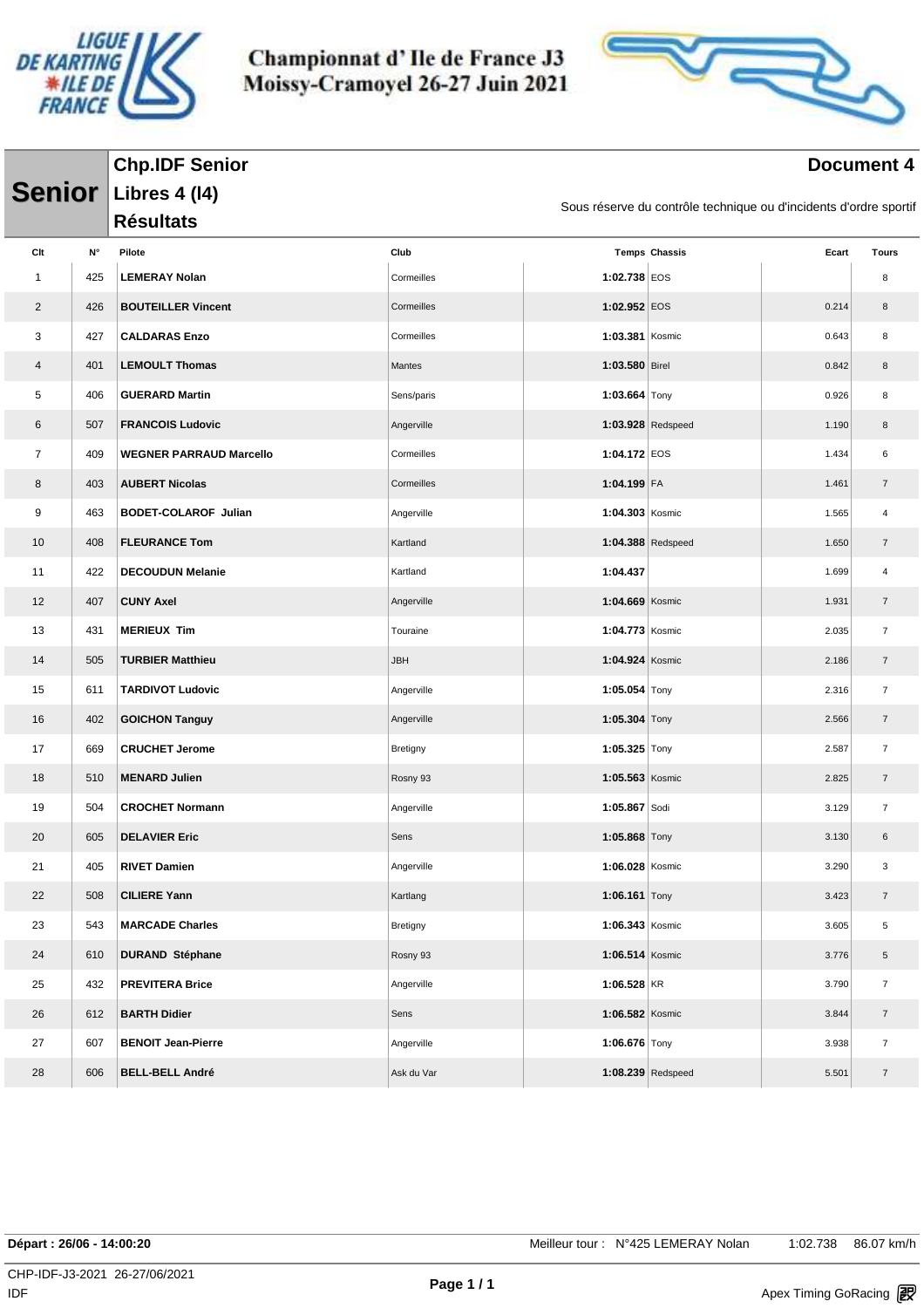# Championnat d' Ile de France J3
Moissy-Cramoyel 26-27 Juin 2021

## Senior

**Chp.IDF Senior**
**Libres 4 (l4)**
**Résultats**

**Document 4**

Sous réserve du contrôle technique ou d'incidents d'ordre sportif

| Clt | N° | Pilote | Club | Temps | Chassis | Ecart | Tours |
|---|---|---|---|---|---|---|---|
| 1 | 425 | LEMERAY Nolan | Cormeilles | 1:02.738 | EOS | | 8 |
| 2 | 426 | BOUTEILLER Vincent | Cormeilles | 1:02.952 | EOS | 0.214 | 8 |
| 3 | 427 | CALDARAS Enzo | Cormeilles | 1:03.381 | Kosmic | 0.643 | 8 |
| 4 | 401 | LEMOULT Thomas | Mantes | 1:03.580 | Birel | 0.842 | 8 |
| 5 | 406 | GUERARD Martin | Sens/paris | 1:03.664 | Tony | 0.926 | 8 |
| 6 | 507 | FRANCOIS Ludovic | Angerville | 1:03.928 | Redspeed | 1.190 | 8 |
| 7 | 409 | WEGNER PARRAUD Marcello | Cormeilles | 1:04.172 | EOS | 1.434 | 6 |
| 8 | 403 | AUBERT Nicolas | Cormeilles | 1:04.199 | FA | 1.461 | 7 |
| 9 | 463 | BODET-COLAROF Julian | Angerville | 1:04.303 | Kosmic | 1.565 | 4 |
| 10 | 408 | FLEURANCE Tom | Kartland | 1:04.388 | Redspeed | 1.650 | 7 |
| 11 | 422 | DECOUDUN Melanie | Kartland | 1:04.437 | | 1.699 | 4 |
| 12 | 407 | CUNY Axel | Angerville | 1:04.669 | Kosmic | 1.931 | 7 |
| 13 | 431 | MERIEUX Tim | Touraine | 1:04.773 | Kosmic | 2.035 | 7 |
| 14 | 505 | TURBIER Matthieu | JBH | 1:04.924 | Kosmic | 2.186 | 7 |
| 15 | 611 | TARDIVOT Ludovic | Angerville | 1:05.054 | Tony | 2.316 | 7 |
| 16 | 402 | GOICHON Tanguy | Angerville | 1:05.304 | Tony | 2.566 | 7 |
| 17 | 669 | CRUCHET Jerome | Bretigny | 1:05.325 | Tony | 2.587 | 7 |
| 18 | 510 | MENARD Julien | Rosny 93 | 1:05.563 | Kosmic | 2.825 | 7 |
| 19 | 504 | CROCHET Normann | Angerville | 1:05.867 | Sodi | 3.129 | 7 |
| 20 | 605 | DELAVIER Eric | Sens | 1:05.868 | Tony | 3.130 | 6 |
| 21 | 405 | RIVET Damien | Angerville | 1:06.028 | Kosmic | 3.290 | 3 |
| 22 | 508 | CILIERE Yann | Kartlang | 1:06.161 | Tony | 3.423 | 7 |
| 23 | 543 | MARCADE Charles | Bretigny | 1:06.343 | Kosmic | 3.605 | 5 |
| 24 | 610 | DURAND Stéphane | Rosny 93 | 1:06.514 | Kosmic | 3.776 | 5 |
| 25 | 432 | PREVITERA Brice | Angerville | 1:06.528 | KR | 3.790 | 7 |
| 26 | 612 | BARTH Didier | Sens | 1:06.582 | Kosmic | 3.844 | 7 |
| 27 | 607 | BENOIT Jean-Pierre | Angerville | 1:06.676 | Tony | 3.938 | 7 |
| 28 | 606 | BELL-BELL André | Ask du Var | 1:08.239 | Redspeed | 5.501 | 7 |

**Départ : 26/06 - 14:00:20**

Meilleur tour : N°425 LEMERAY Nolan 1:02.738 86.07 km/h

CHP-IDF-J3-2021 26-27/06/2021
IDF

Apex Timing GoRacing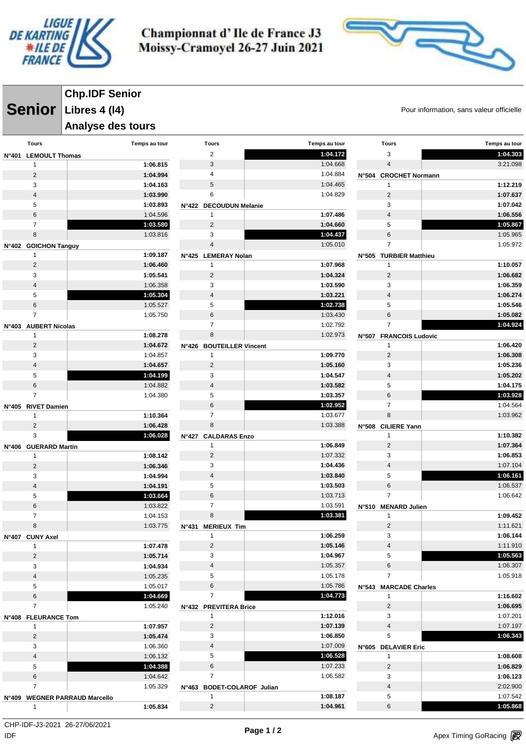# Championnat d' Ile de France J3
# Moissy-Cramoyel 26-27 Juin 2021

## Senior

### Chp.IDF Senior
### Libres 4 (l4)
### Analyse des tours

Pour information, sans valeur officielle

**N°401 LEMOULT Thomas**

| Tours | Temps au tour |
|---|---|
| 1 | **1:06.815** |
| 2 | **1:04.994** |
| 3 | **1:04.163** |
| 4 | **1:03.990** |
| 5 | **1:03.893** |
| 6 | 1:04.596 |
| 7 | **1:03.580** |
| 8 | 1:03.816 |

**N°402 GOICHON Tanguy**

| Tours | Temps au tour |
|---|---|
| 1 | **1:09.187** |
| 2 | **1:06.460** |
| 3 | **1:05.541** |
| 4 | 1:06.358 |
| 5 | **1:05.304** |
| 6 | 1:05.527 |
| 7 | 1:05.750 |

**N°403 AUBERT Nicolas**

| Tours | Temps au tour |
|---|---|
| 1 | **1:08.278** |
| 2 | **1:04.672** |
| 3 | 1:04.857 |
| 4 | **1:04.657** |
| 5 | **1:04.199** |
| 6 | 1:04.882 |
| 7 | 1:04.380 |

**N°405 RIVET Damien**

| Tours | Temps au tour |
|---|---|
| 1 | **1:10.364** |
| 2 | **1:06.428** |
| 3 | **1:06.028** |

**N°406 GUERARD Martin**

| Tours | Temps au tour |
|---|---|
| 1 | **1:08.142** |
| 2 | **1:06.346** |
| 3 | **1:04.994** |
| 4 | **1:04.191** |
| 5 | **1:03.664** |
| 6 | 1:03.822 |
| 7 | 1:04.153 |
| 8 | 1:03.775 |

**N°407 CUNY Axel**

| Tours | Temps au tour |
|---|---|
| 1 | **1:07.478** |
| 2 | **1:05.714** |
| 3 | **1:04.934** |
| 4 | 1:05.235 |
| 5 | 1:05.017 |
| 6 | **1:04.669** |
| 7 | 1:05.240 |

**N°408 FLEURANCE Tom**

| Tours | Temps au tour |
|---|---|
| 1 | **1:07.957** |
| 2 | **1:05.474** |
| 3 | 1:06.360 |
| 4 | 1:06.132 |
| 5 | **1:04.388** |
| 6 | 1:04.642 |
| 7 | 1:05.329 |

**N°409 WEGNER PARRAUD Marcello**

| Tours | Temps au tour |
|---|---|
| 1 | **1:05.834** |
| 2 | **1:04.172** |
| 3 | 1:04.668 |
| 4 | 1:04.884 |
| 5 | 1:04.465 |
| 6 | 1:04.829 |

**N°422 DECOUDUN Melanie**

| Tours | Temps au tour |
|---|---|
| 1 | **1:07.486** |
| 2 | **1:04.660** |
| 3 | **1:04.437** |
| 4 | 1:05.010 |

**N°425 LEMERAY Nolan**

| Tours | Temps au tour |
|---|---|
| 1 | **1:07.968** |
| 2 | **1:04.324** |
| 3 | **1:03.590** |
| 4 | **1:03.221** |
| 5 | **1:02.738** |
| 6 | 1:03.430 |
| 7 | 1:02.792 |
| 8 | 1:02.973 |

**N°426 BOUTEILLER Vincent**

| Tours | Temps au tour |
|---|---|
| 1 | **1:09.770** |
| 2 | **1:05.160** |
| 3 | **1:04.547** |
| 4 | **1:03.582** |
| 5 | **1:03.357** |
| 6 | **1:02.952** |
| 7 | 1:03.677 |
| 8 | 1:03.388 |

**N°427 CALDARAS Enzo**

| Tours | Temps au tour |
|---|---|
| 1 | **1:06.849** |
| 2 | 1:07.332 |
| 3 | **1:04.436** |
| 4 | **1:03.840** |
| 5 | **1:03.503** |
| 6 | 1:03.713 |
| 7 | 1:03.591 |
| 8 | **1:03.381** |

**N°431 MERIEUX Tim**

| Tours | Temps au tour |
|---|---|
| 1 | **1:06.259** |
| 2 | **1:05.146** |
| 3 | **1:04.967** |
| 4 | 1:05.357 |
| 5 | 1:05.178 |
| 6 | 1:05.786 |
| 7 | **1:04.773** |

**N°432 PREVITERA Brice**

| Tours | Temps au tour |
|---|---|
| 1 | **1:12.016** |
| 2 | **1:07.139** |
| 3 | **1:06.850** |
| 4 | 1:07.009 |
| 5 | **1:06.528** |
| 6 | 1:07.233 |
| 7 | 1:06.582 |

**N°463 BODET-COLAROF Julian**

| Tours | Temps au tour |
|---|---|
| 1 | **1:08.187** |
| 2 | **1:04.961** |
| 3 | **1:04.303** |
| 4 | 3:21.098 |

**N°504 CROCHET Normann**

| Tours | Temps au tour |
|---|---|
| 1 | **1:12.219** |
| 2 | **1:07.637** |
| 3 | **1:07.042** |
| 4 | **1:06.556** |
| 5 | **1:05.867** |
| 6 | 1:05.965 |
| 7 | 1:05.972 |

**N°505 TURBIER Matthieu**

| Tours | Temps au tour |
|---|---|
| 1 | **1:10.057** |
| 2 | **1:06.682** |
| 3 | **1:06.359** |
| 4 | **1:06.274** |
| 5 | **1:05.546** |
| 6 | **1:05.082** |
| 7 | **1:04.924** |

**N°507 FRANCOIS Ludovic**

| Tours | Temps au tour |
|---|---|
| 1 | **1:06.420** |
| 2 | **1:06.308** |
| 3 | **1:05.236** |
| 4 | **1:05.202** |
| 5 | **1:04.175** |
| 6 | **1:03.928** |
| 7 | 1:04.564 |
| 8 | 1:03.962 |

**N°508 CILIERE Yann**

| Tours | Temps au tour |
|---|---|
| 1 | **1:10.382** |
| 2 | **1:07.364** |
| 3 | **1:06.853** |
| 4 | 1:07.104 |
| 5 | **1:06.161** |
| 6 | 1:06.537 |
| 7 | 1:06.642 |

**N°510 MENARD Julien**

| Tours | Temps au tour |
|---|---|
| 1 | **1:09.452** |
| 2 | 1:11.621 |
| 3 | **1:06.144** |
| 4 | 1:11.910 |
| 5 | **1:05.563** |
| 6 | 1:06.307 |
| 7 | 1:05.918 |

**N°543 MARCADE Charles**

| Tours | Temps au tour |
|---|---|
| 1 | **1:16.602** |
| 2 | **1:06.695** |
| 3 | 1:07.201 |
| 4 | 1:07.197 |
| 5 | **1:06.343** |

**N°605 DELAVIER Eric**

| Tours | Temps au tour |
|---|---|
| 1 | **1:08.608** |
| 2 | **1:06.829** |
| 3 | **1:06.123** |
| 4 | 2:02.900 |
| 5 | 1:07.542 |
| 6 | **1:05.868** |

CHP-IDF-J3-2021 26-27/06/2021
IDF

Apex Timing GoRacing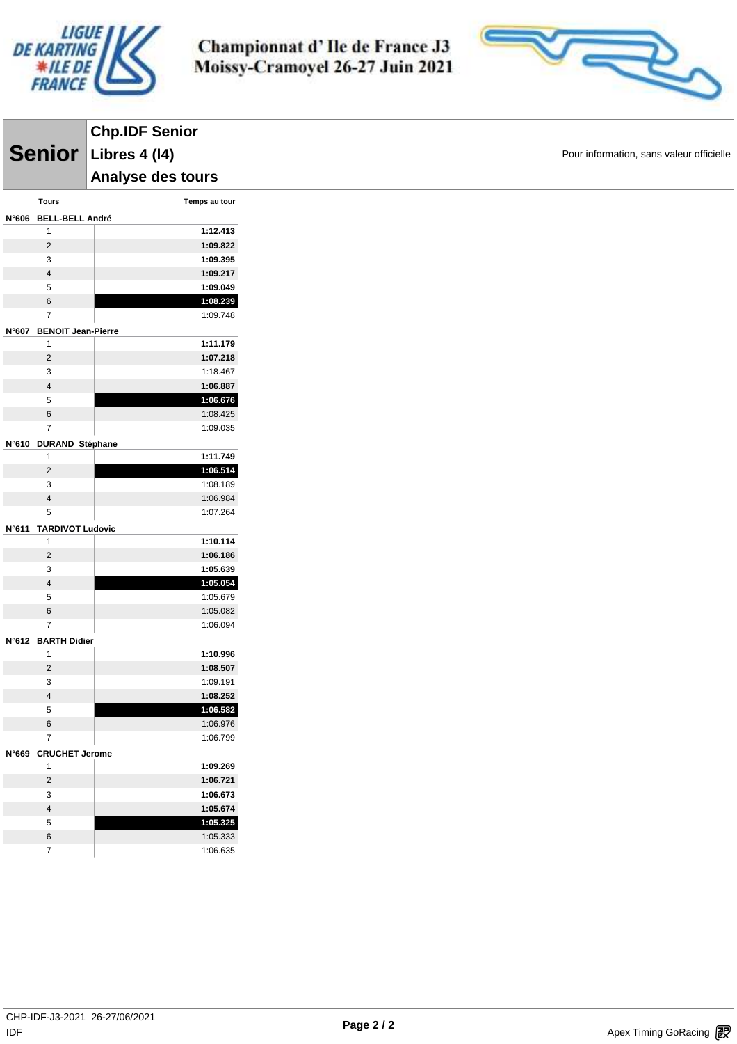# Championnat d' Ile de France J3
# Moissy-Cramoyel 26-27 Juin 2021

## Senior

**Chp.IDF Senior**
**Libres 4 (l4)**
**Analyse des tours**

Pour information, sans valeur officielle

| Tours | Temps au tour |
|---|---|
| **N°606 BELL-BELL André** | |
| 1 | **1:12.413** |
| 2 | **1:09.822** |
| 3 | **1:09.395** |
| 4 | **1:09.217** |
| 5 | **1:09.049** |
| 6 | **1:08.239** |
| 7 | 1:09.748 |
| **N°607 BENOIT Jean-Pierre** | |
| 1 | **1:11.179** |
| 2 | **1:07.218** |
| 3 | 1:18.467 |
| 4 | **1:06.887** |
| 5 | **1:06.676** |
| 6 | 1:08.425 |
| 7 | 1:09.035 |
| **N°610 DURAND Stéphane** | |
| 1 | **1:11.749** |
| 2 | **1:06.514** |
| 3 | 1:08.189 |
| 4 | 1:06.984 |
| 5 | 1:07.264 |
| **N°611 TARDIVOT Ludovic** | |
| 1 | **1:10.114** |
| 2 | **1:06.186** |
| 3 | **1:05.639** |
| 4 | **1:05.054** |
| 5 | 1:05.679 |
| 6 | 1:05.082 |
| 7 | 1:06.094 |
| **N°612 BARTH Didier** | |
| 1 | **1:10.996** |
| 2 | **1:08.507** |
| 3 | 1:09.191 |
| 4 | **1:08.252** |
| 5 | **1:06.582** |
| 6 | 1:06.976 |
| 7 | 1:06.799 |
| **N°669 CRUCHET Jerome** | |
| 1 | **1:09.269** |
| 2 | **1:06.721** |
| 3 | **1:06.673** |
| 4 | **1:05.674** |
| 5 | **1:05.325** |
| 6 | 1:05.333 |
| 7 | 1:06.635 |

CHP-IDF-J3-2021 26-27/06/2021
IDF

Apex Timing GoRacing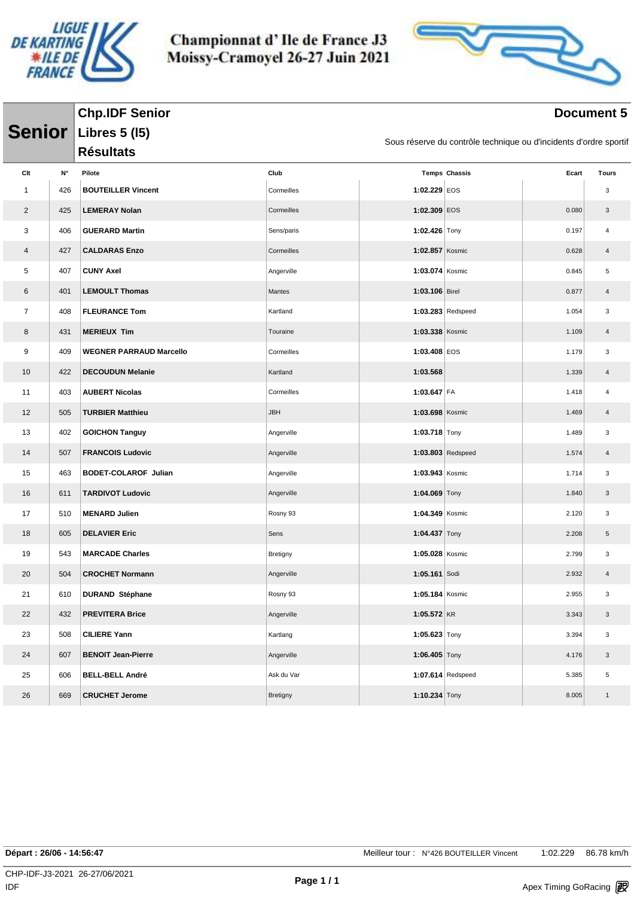# Championnat d' Ile de France J3
# Moissy-Cramoyel 26-27 Juin 2021

**Senior**

## Chp.IDF Senior
## Libres 5 (l5)
## Résultats

**Document 5**

Sous réserve du contrôle technique ou d'incidents d'ordre sportif

| Clt | N° | Pilote | Club | Temps | Chassis | Ecart | Tours |
|---|---|---|---|---|---|---|---|
| 1 | 426 | **BOUTEILLER Vincent** | Cormeilles | **1:02.229** | EOS | | 3 |
| 2 | 425 | **LEMERAY Nolan** | Cormeilles | **1:02.309** | EOS | 0.080 | 3 |
| 3 | 406 | **GUERARD Martin** | Sens/paris | **1:02.426** | Tony | 0.197 | 4 |
| 4 | 427 | **CALDARAS Enzo** | Cormeilles | **1:02.857** | Kosmic | 0.628 | 4 |
| 5 | 407 | **CUNY Axel** | Angerville | **1:03.074** | Kosmic | 0.845 | 5 |
| 6 | 401 | **LEMOULT Thomas** | Mantes | **1:03.106** | Birel | 0.877 | 4 |
| 7 | 408 | **FLEURANCE Tom** | Kartland | **1:03.283** | Redspeed | 1.054 | 3 |
| 8 | 431 | **MERIEUX Tim** | Touraine | **1:03.338** | Kosmic | 1.109 | 4 |
| 9 | 409 | **WEGNER PARRAUD Marcello** | Cormeilles | **1:03.408** | EOS | 1.179 | 3 |
| 10 | 422 | **DECOUDUN Melanie** | Kartland | **1:03.568** | | 1.339 | 4 |
| 11 | 403 | **AUBERT Nicolas** | Cormeilles | **1:03.647** | FA | 1.418 | 4 |
| 12 | 505 | **TURBIER Matthieu** | JBH | **1:03.698** | Kosmic | 1.469 | 4 |
| 13 | 402 | **GOICHON Tanguy** | Angerville | **1:03.718** | Tony | 1.489 | 3 |
| 14 | 507 | **FRANCOIS Ludovic** | Angerville | **1:03.803** | Redspeed | 1.574 | 4 |
| 15 | 463 | **BODET-COLAROF Julian** | Angerville | **1:03.943** | Kosmic | 1.714 | 3 |
| 16 | 611 | **TARDIVOT Ludovic** | Angerville | **1:04.069** | Tony | 1.840 | 3 |
| 17 | 510 | **MENARD Julien** | Rosny 93 | **1:04.349** | Kosmic | 2.120 | 3 |
| 18 | 605 | **DELAVIER Eric** | Sens | **1:04.437** | Tony | 2.208 | 5 |
| 19 | 543 | **MARCADE Charles** | Bretigny | **1:05.028** | Kosmic | 2.799 | 3 |
| 20 | 504 | **CROCHET Normann** | Angerville | **1:05.161** | Sodi | 2.932 | 4 |
| 21 | 610 | **DURAND Stéphane** | Rosny 93 | **1:05.184** | Kosmic | 2.955 | 3 |
| 22 | 432 | **PREVITERA Brice** | Angerville | **1:05.572** | KR | 3.343 | 3 |
| 23 | 508 | **CILIERE Yann** | Kartlang | **1:05.623** | Tony | 3.394 | 3 |
| 24 | 607 | **BENOIT Jean-Pierre** | Angerville | **1:06.405** | Tony | 4.176 | 3 |
| 25 | 606 | **BELL-BELL André** | Ask du Var | **1:07.614** | Redspeed | 5.385 | 5 |
| 26 | 669 | **CRUCHET Jerome** | Bretigny | **1:10.234** | Tony | 8.005 | 1 |

**Départ : 26/06 - 14:56:47**

Meilleur tour : N°426 BOUTEILLER Vincent 1:02.229 86.78 km/h

CHP-IDF-J3-2021 26-27/06/2021
IDF

Apex Timing GoRacing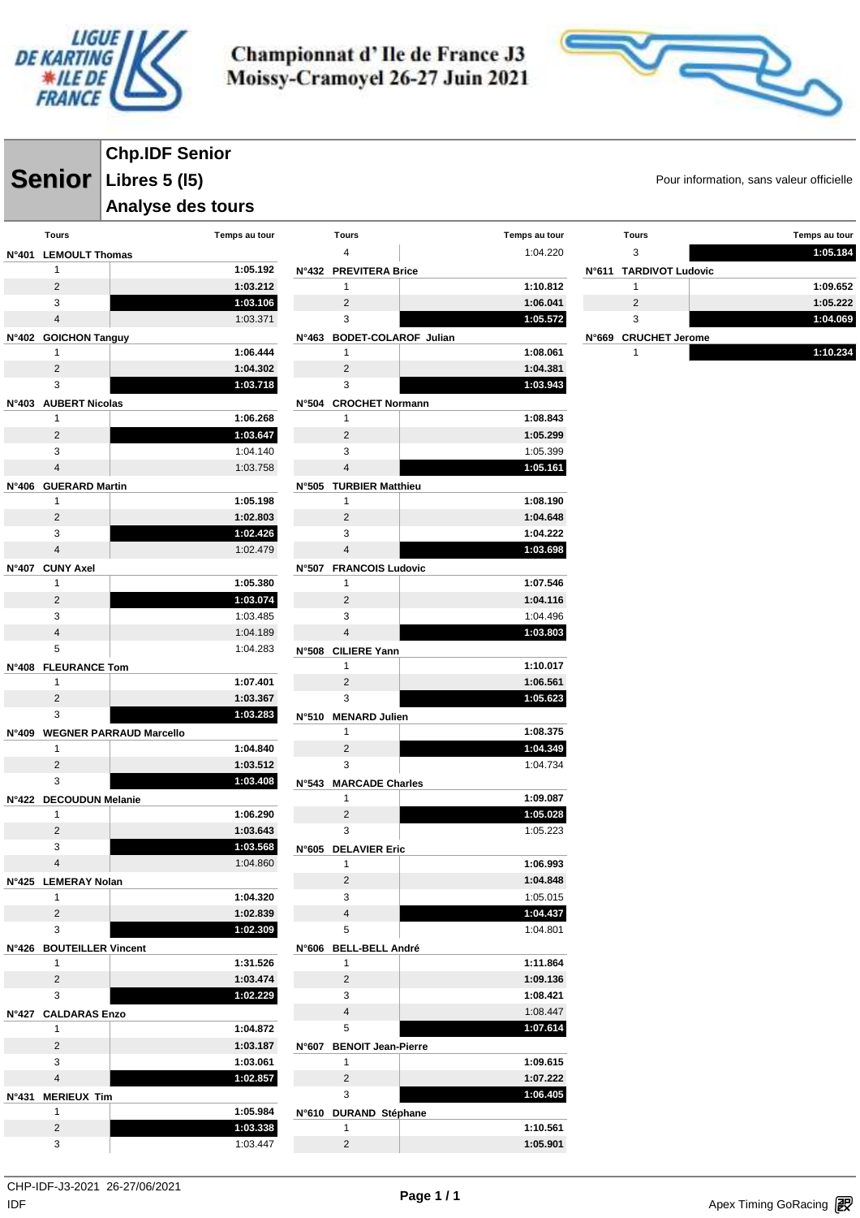# Championnat d' Ile de France J3
# Moissy-Cramoyel 26-27 Juin 2021

## Senior

**Chp.IDF Senior**
**Libres 5 (l5)**
**Analyse des tours**

Pour information, sans valeur officielle

| Tours | Temps au tour |
|---|---|
| **N°401 LEMOULT Thomas** | |
| 1 | 1:05.192 |
| 2 | 1:03.212 |
| 3 | 1:03.106 |
| 4 | 1:03.371 |
| **N°402 GOICHON Tanguy** | |
| 1 | 1:06.444 |
| 2 | 1:04.302 |
| 3 | 1:03.718 |
| **N°403 AUBERT Nicolas** | |
| 1 | 1:06.268 |
| 2 | 1:03.647 |
| 3 | 1:04.140 |
| 4 | 1:03.758 |
| **N°406 GUERARD Martin** | |
| 1 | 1:05.198 |
| 2 | 1:02.803 |
| 3 | 1:02.426 |
| 4 | 1:02.479 |
| **N°407 CUNY Axel** | |
| 1 | 1:05.380 |
| 2 | 1:03.074 |
| 3 | 1:03.485 |
| 4 | 1:04.189 |
| 5 | 1:04.283 |
| **N°408 FLEURANCE Tom** | |
| 1 | 1:07.401 |
| 2 | 1:03.367 |
| 3 | 1:03.283 |
| **N°409 WEGNER PARRAUD Marcello** | |
| 1 | 1:04.840 |
| 2 | 1:03.512 |
| 3 | 1:03.408 |
| **N°422 DECOUDUN Melanie** | |
| 1 | 1:06.290 |
| 2 | 1:03.643 |
| 3 | 1:03.568 |
| 4 | 1:04.860 |
| **N°425 LEMERAY Nolan** | |
| 1 | 1:04.320 |
| 2 | 1:02.839 |
| 3 | 1:02.309 |
| **N°426 BOUTEILLER Vincent** | |
| 1 | 1:31.526 |
| 2 | 1:03.474 |
| 3 | 1:02.229 |
| **N°427 CALDARAS Enzo** | |
| 1 | 1:04.872 |
| 2 | 1:03.187 |
| 3 | 1:03.061 |
| 4 | 1:02.857 |
| **N°431 MERIEUX Tim** | |
| 1 | 1:05.984 |
| 2 | 1:03.338 |
| 3 | 1:03.447 |
| 4 | 1:04.220 |
| **N°432 PREVITERA Brice** | |
| 1 | 1:10.812 |
| 2 | 1:06.041 |
| 3 | 1:05.572 |
| **N°463 BODET-COLAROF Julian** | |
| 1 | 1:08.061 |
| 2 | 1:04.381 |
| 3 | 1:03.943 |
| **N°504 CROCHET Normann** | |
| 1 | 1:08.843 |
| 2 | 1:05.299 |
| 3 | 1:05.399 |
| 4 | 1:05.161 |
| **N°505 TURBIER Matthieu** | |
| 1 | 1:08.190 |
| 2 | 1:04.648 |
| 3 | 1:04.222 |
| 4 | 1:03.698 |
| **N°507 FRANCOIS Ludovic** | |
| 1 | 1:07.546 |
| 2 | 1:04.116 |
| 3 | 1:04.496 |
| 4 | 1:03.803 |
| **N°508 CILIERE Yann** | |
| 1 | 1:10.017 |
| 2 | 1:06.561 |
| 3 | 1:05.623 |
| **N°510 MENARD Julien** | |
| 1 | 1:08.375 |
| 2 | 1:04.349 |
| 3 | 1:04.734 |
| **N°543 MARCADE Charles** | |
| 1 | 1:09.087 |
| 2 | 1:05.028 |
| 3 | 1:05.223 |
| **N°605 DELAVIER Eric** | |
| 1 | 1:06.993 |
| 2 | 1:04.848 |
| 3 | 1:05.015 |
| 4 | 1:04.437 |
| 5 | 1:04.801 |
| **N°606 BELL-BELL André** | |
| 1 | 1:11.864 |
| 2 | 1:09.136 |
| 3 | 1:08.421 |
| 4 | 1:08.447 |
| 5 | 1:07.614 |
| **N°607 BENOIT Jean-Pierre** | |
| 1 | 1:09.615 |
| 2 | 1:07.222 |
| 3 | 1:06.405 |
| **N°610 DURAND Stéphane** | |
| 1 | 1:10.561 |
| 2 | 1:05.901 |
| 3 | 1:05.184 |
| **N°611 TARDIVOT Ludovic** | |
| 1 | 1:09.652 |
| 2 | 1:05.222 |
| 3 | 1:04.069 |
| **N°669 CRUCHET Jerome** | |
| 1 | 1:10.234 |

CHP-IDF-J3-2021 26-27/06/2021
IDF

Apex Timing GoRacing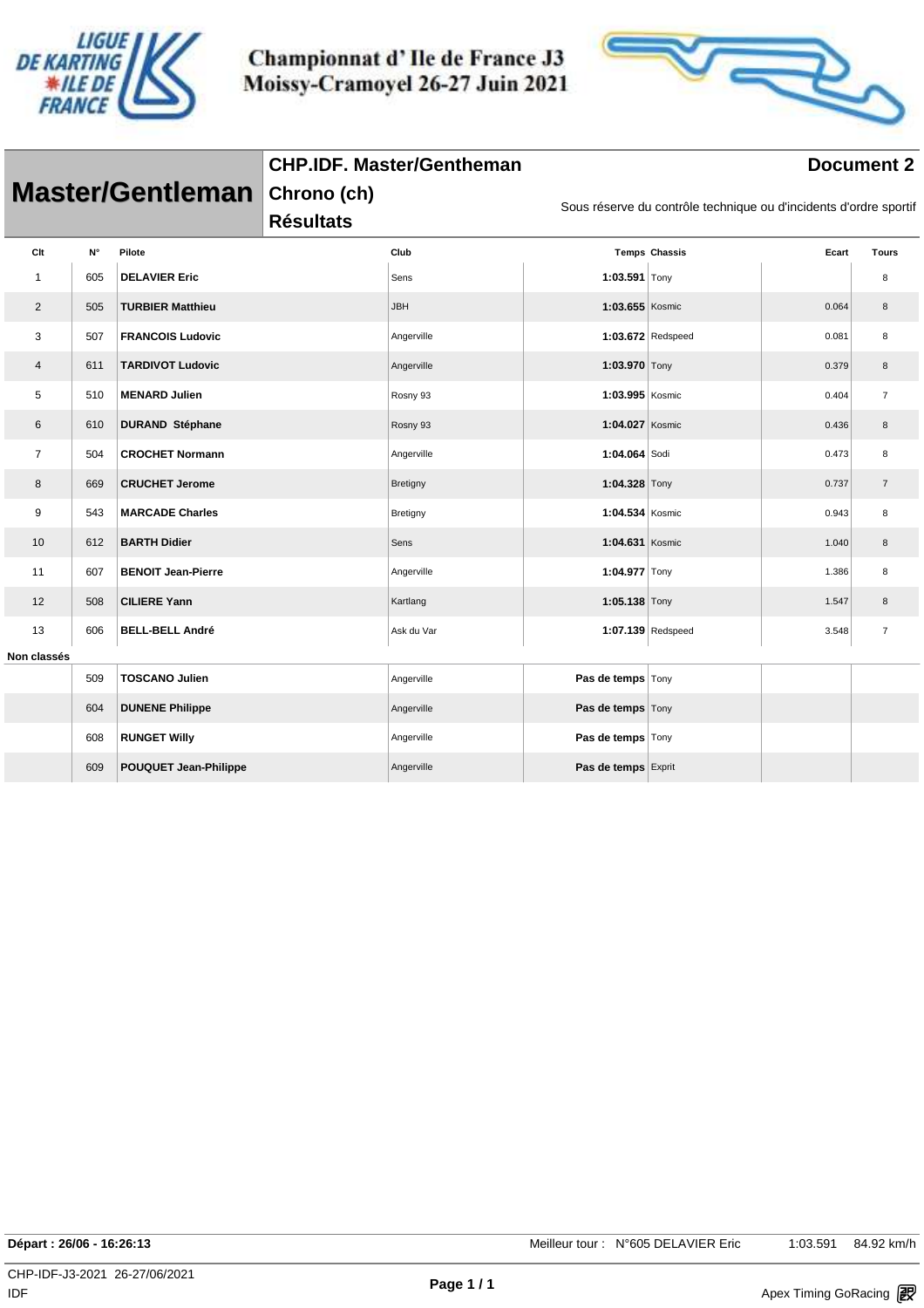# Championnat d' Ile de France J3
## Moissy-Cramoyel 26-27 Juin 2021

## Master/Gentleman

**CHP.IDF. Master/Gentheman**
**Chrono (ch)**
**Résultats**

**Document 2**

Sous réserve du contrôle technique ou d'incidents d'ordre sportif

| Clt | N° | Pilote | Club | Temps | Chassis | Ecart | Tours |
|---|---|---|---|---|---|---|---|
| 1 | 605 | **DELAVIER Eric** | Sens | **1:03.591** | Tony | | 8 |
| 2 | 505 | **TURBIER Matthieu** | JBH | **1:03.655** | Kosmic | 0.064 | 8 |
| 3 | 507 | **FRANCOIS Ludovic** | Angerville | **1:03.672** | Redspeed | 0.081 | 8 |
| 4 | 611 | **TARDIVOT Ludovic** | Angerville | **1:03.970** | Tony | 0.379 | 8 |
| 5 | 510 | **MENARD Julien** | Rosny 93 | **1:03.995** | Kosmic | 0.404 | 7 |
| 6 | 610 | **DURAND Stéphane** | Rosny 93 | **1:04.027** | Kosmic | 0.436 | 8 |
| 7 | 504 | **CROCHET Normann** | Angerville | **1:04.064** | Sodi | 0.473 | 8 |
| 8 | 669 | **CRUCHET Jerome** | Bretigny | **1:04.328** | Tony | 0.737 | 7 |
| 9 | 543 | **MARCADE Charles** | Bretigny | **1:04.534** | Kosmic | 0.943 | 8 |
| 10 | 612 | **BARTH Didier** | Sens | **1:04.631** | Kosmic | 1.040 | 8 |
| 11 | 607 | **BENOIT Jean-Pierre** | Angerville | **1:04.977** | Tony | 1.386 | 8 |
| 12 | 508 | **CILIERE Yann** | Kartlang | **1:05.138** | Tony | 1.547 | 8 |
| 13 | 606 | **BELL-BELL André** | Ask du Var | **1:07.139** | Redspeed | 3.548 | 7 |
| **Non classés** | | | | | | | |
| | 509 | **TOSCANO Julien** | Angerville | **Pas de temps** | Tony | | |
| | 604 | **DUNENE Philippe** | Angerville | **Pas de temps** | Tony | | |
| | 608 | **RUNGET Willy** | Angerville | **Pas de temps** | Tony | | |
| | 609 | **POUQUET Jean-Philippe** | Angerville | **Pas de temps** | Exprit | | |

**Départ : 26/06 - 16:26:13** Meilleur tour : N°605 DELAVIER Eric 1:03.591 84.92 km/h

CHP-IDF-J3-2021 26-27/06/2021
IDF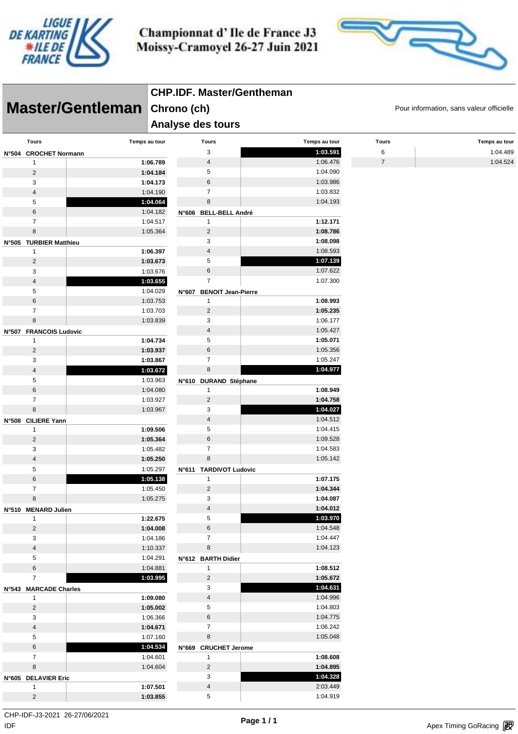# Championnat d' Ile de France J3
# Moissy-Cramoyel 26-27 Juin 2021

## Master/Gentleman

**CHP.IDF. Master/Gentheman**

**Chrono (ch)**

**Analyse des tours**

Pour information, sans valeur officielle

**N°504 CROCHET Normann**

| Tours | Temps au tour |
|---|---|
| 1 | **1:06.789** |
| 2 | **1:04.184** |
| 3 | **1:04.173** |
| 4 | 1:04.190 |
| 5 | **1:04.064** |
| 6 | 1:04.182 |
| 7 | 1:04.517 |
| 8 | 1:05.364 |

**N°505 TURBIER Matthieu**

| Tours | Temps au tour |
|---|---|
| 1 | **1:06.397** |
| 2 | **1:03.673** |
| 3 | 1:03.676 |
| 4 | **1:03.655** |
| 5 | 1:04.029 |
| 6 | 1:03.753 |
| 7 | 1:03.703 |
| 8 | 1:03.839 |

**N°507 FRANCOIS Ludovic**

| Tours | Temps au tour |
|---|---|
| 1 | **1:04.734** |
| 2 | **1:03.937** |
| 3 | **1:03.867** |
| 4 | **1:03.672** |
| 5 | 1:03.963 |
| 6 | 1:04.080 |
| 7 | 1:03.927 |
| 8 | 1:03.967 |

**N°508 CILIERE Yann**

| Tours | Temps au tour |
|---|---|
| 1 | **1:09.506** |
| 2 | **1:05.364** |
| 3 | 1:05.482 |
| 4 | **1:05.250** |
| 5 | 1:05.297 |
| 6 | **1:05.138** |
| 7 | 1:05.450 |
| 8 | 1:05.275 |

**N°510 MENARD Julien**

| Tours | Temps au tour |
|---|---|
| 1 | **1:22.675** |
| 2 | **1:04.008** |
| 3 | 1:04.186 |
| 4 | 1:10.337 |
| 5 | 1:04.291 |
| 6 | 1:04.881 |
| 7 | **1:03.995** |

**N°543 MARCADE Charles**

| Tours | Temps au tour |
|---|---|
| 1 | **1:09.080** |
| 2 | **1:05.002** |
| 3 | 1:06.366 |
| 4 | **1:04.671** |
| 5 | 1:07.160 |
| 6 | **1:04.534** |
| 7 | 1:04.601 |
| 8 | 1:04.604 |

**N°605 DELAVIER Eric**

| Tours | Temps au tour |
|---|---|
| 1 | **1:07.501** |
| 2 | **1:03.855** |
| 3 | **1:03.591** |
| 4 | 1:06.476 |
| 5 | 1:04.090 |
| 6 | 1:03.986 |
| 7 | 1:03.832 |
| 8 | 1:04.193 |

**N°606 BELL-BELL André**

| Tours | Temps au tour |
|---|---|
| 1 | **1:12.171** |
| 2 | **1:08.786** |
| 3 | **1:08.098** |
| 4 | 1:08.593 |
| 5 | **1:07.139** |
| 6 | 1:07.622 |
| 7 | 1:07.300 |

**N°607 BENOIT Jean-Pierre**

| Tours | Temps au tour |
|---|---|
| 1 | **1:08.993** |
| 2 | **1:05.235** |
| 3 | 1:06.177 |
| 4 | 1:05.427 |
| 5 | **1:05.071** |
| 6 | 1:05.356 |
| 7 | 1:05.247 |
| 8 | **1:04.977** |

**N°610 DURAND Stéphane**

| Tours | Temps au tour |
|---|---|
| 1 | **1:08.949** |
| 2 | **1:04.758** |
| 3 | **1:04.027** |
| 4 | 1:04.512 |
| 5 | 1:04.415 |
| 6 | 1:09.528 |
| 7 | 1:04.583 |
| 8 | 1:05.142 |

**N°611 TARDIVOT Ludovic**

| Tours | Temps au tour |
|---|---|
| 1 | **1:07.175** |
| 2 | **1:04.344** |
| 3 | **1:04.087** |
| 4 | **1:04.012** |
| 5 | **1:03.970** |
| 6 | 1:04.548 |
| 7 | 1:04.447 |
| 8 | 1:04.123 |

**N°612 BARTH Didier**

| Tours | Temps au tour |
|---|---|
| 1 | **1:08.512** |
| 2 | **1:05.672** |
| 3 | **1:04.631** |
| 4 | 1:04.996 |
| 5 | 1:04.803 |
| 6 | 1:04.775 |
| 7 | 1:06.242 |
| 8 | 1:05.048 |

**N°669 CRUCHET Jerome**

| Tours | Temps au tour |
|---|---|
| 1 | **1:08.608** |
| 2 | **1:04.895** |
| 3 | **1:04.328** |
| 4 | 2:03.449 |
| 5 | 1:04.919 |
| 6 | 1:04.489 |
| 7 | 1:04.524 |

CHP-IDF-J3-2021 26-27/06/2021
IDF

Apex Timing GoRacing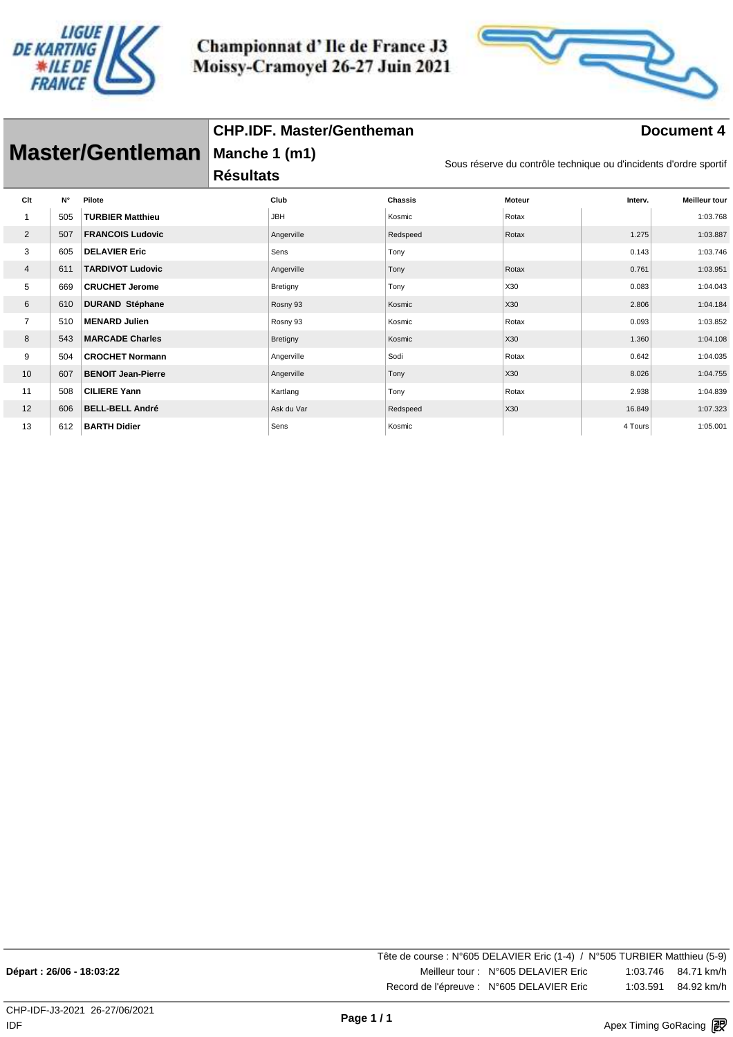# Championnat d' Ile de France J3
Moissy-Cramoyel 26-27 Juin 2021

## Master/Gentleman

**CHP.IDF. Master/Gentheman**
**Manche 1 (m1)**
**Résultats**

**Document 4**

Sous réserve du contrôle technique ou d'incidents d'ordre sportif

| Clt | N° | Pilote | Club | Chassis | Moteur | Interv. | Meilleur tour |
|---|---|---|---|---|---|---|---|
| 1 | 505 | **TURBIER Matthieu** | JBH | Kosmic | Rotax | | 1:03.768 |
| 2 | 507 | **FRANCOIS Ludovic** | Angerville | Redspeed | Rotax | 1.275 | 1:03.887 |
| 3 | 605 | **DELAVIER Eric** | Sens | Tony | | 0.143 | 1:03.746 |
| 4 | 611 | **TARDIVOT Ludovic** | Angerville | Tony | Rotax | 0.761 | 1:03.951 |
| 5 | 669 | **CRUCHET Jerome** | Bretigny | Tony | X30 | 0.083 | 1:04.043 |
| 6 | 610 | **DURAND Stéphane** | Rosny 93 | Kosmic | X30 | 2.806 | 1:04.184 |
| 7 | 510 | **MENARD Julien** | Rosny 93 | Kosmic | Rotax | 0.093 | 1:03.852 |
| 8 | 543 | **MARCADE Charles** | Bretigny | Kosmic | X30 | 1.360 | 1:04.108 |
| 9 | 504 | **CROCHET Normann** | Angerville | Sodi | Rotax | 0.642 | 1:04.035 |
| 10 | 607 | **BENOIT Jean-Pierre** | Angerville | Tony | X30 | 8.026 | 1:04.755 |
| 11 | 508 | **CILIERE Yann** | Kartlang | Tony | Rotax | 2.938 | 1:04.839 |
| 12 | 606 | **BELL-BELL André** | Ask du Var | Redspeed | X30 | 16.849 | 1:07.323 |
| 13 | 612 | **BARTH Didier** | Sens | Kosmic | | 4 Tours | 1:05.001 |

Tête de course : N°605 DELAVIER Eric (1-4) / N°505 TURBIER Matthieu (5-9)

**Départ : 26/06 - 18:03:22**

Meilleur tour : N°605 DELAVIER Eric 1:03.746 84.71 km/h

Record de l'épreuve : N°605 DELAVIER Eric 1:03.591 84.92 km/h

CHP-IDF-J3-2021 26-27/06/2021
IDF

Apex Timing GoRacing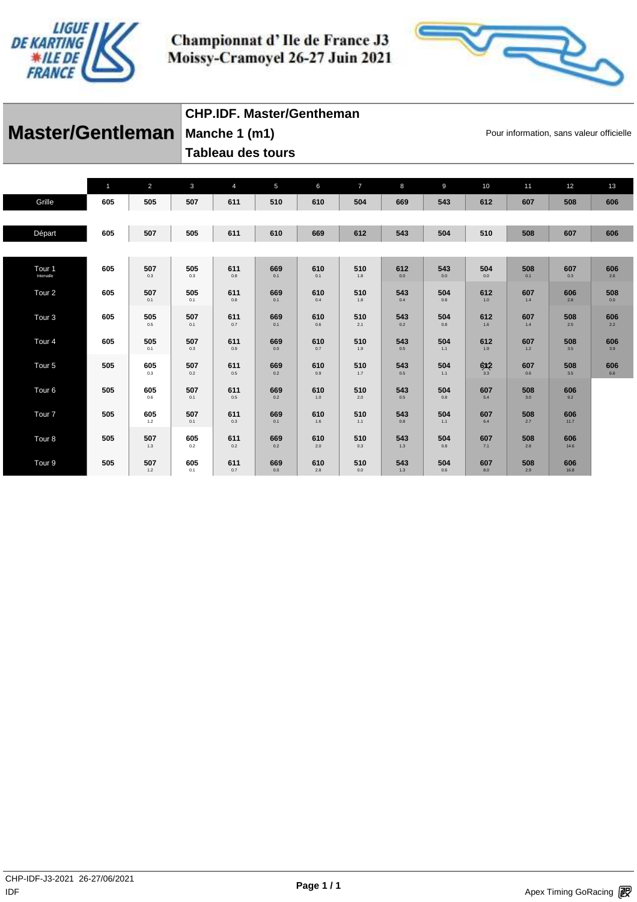# Championnat d' Ile de France J3
# Moissy-Cramoyel 26-27 Juin 2021

## Master/Gentleman

**CHP.IDF. Master/Gentheman**
**Manche 1 (m1)**
**Tableau des tours**

Pour information, sans valeur officielle

| | 1 | 2 | 3 | 4 | 5 | 6 | 7 | 8 | 9 | 10 | 11 | 12 | 13 |
|---|---|---|---|---|---|---|---|---|---|---|---|---|---|
| Grille | 605 | 505 | 507 | 611 | 510 | 610 | 504 | 669 | 543 | 612 | 607 | 508 | 606 |
| Départ | 605 | 507 | 505 | 611 | 610 | 669 | 612 | 543 | 504 | 510 | 508 | 607 | 606 |
| Tour 1 Intervalle | 605 | 507 0.3 | 505 0.3 | 611 0.8 | 669 0.1 | 610 0.1 | 510 1.8 | 612 0.0 | 543 0.0 | 504 0.0 | 508 0.1 | 607 0.3 | 606 2.6 |
| Tour 2 | 605 | 507 0.1 | 505 0.1 | 611 0.8 | 669 0.1 | 610 0.4 | 510 1.8 | 543 0.4 | 504 0.8 | 612 1.0 | 607 1.4 | 606 2.8 | 508 0.0 |
| Tour 3 | 605 | 505 0.5 | 507 0.1 | 611 0.7 | 669 0.1 | 610 0.6 | 510 2.1 | 543 0.2 | 504 0.8 | 612 1.6 | 607 1.4 | 508 2.5 | 606 2.2 |
| Tour 4 | 605 | 505 0.1 | 507 0.3 | 611 0.9 | 669 0.0 | 610 0.7 | 510 1.9 | 543 0.5 | 504 1.1 | 612 1.9 | 607 1.2 | 508 3.5 | 606 3.9 |
| Tour 5 | 505 | 605 0.3 | 507 0.2 | 611 0.5 | 669 0.2 | 610 0.9 | 510 1.7 | 543 0.5 | 504 1.1 | 612 3.3 | 607 0.6 | 508 3.5 | 606 6.6 |
| Tour 6 | 505 | 605 0.6 | 507 0.1 | 611 0.5 | 669 0.2 | 610 1.0 | 510 2.0 | 543 0.5 | 504 0.8 | 607 5.4 | 508 3.0 | 606 9.2 | |
| Tour 7 | 505 | 605 1.2 | 507 0.1 | 611 0.3 | 669 0.1 | 610 1.6 | 510 1.1 | 543 0.8 | 504 1.1 | 607 6.4 | 508 2.7 | 606 11.7 | |
| Tour 8 | 505 | 507 1.3 | 605 0.2 | 611 0.2 | 669 0.2 | 610 2.0 | 510 0.3 | 543 1.3 | 504 0.8 | 607 7.1 | 508 2.8 | 606 14.6 | |
| Tour 9 | 505 | 507 1.2 | 605 0.1 | 611 0.7 | 669 0.0 | 610 2.8 | 510 0.0 | 543 1.3 | 504 0.6 | 607 8.0 | 508 2.9 | 606 16.8 | |

CHP-IDF-J3-2021 26-27/06/2021
IDF

Apex Timing GoRacing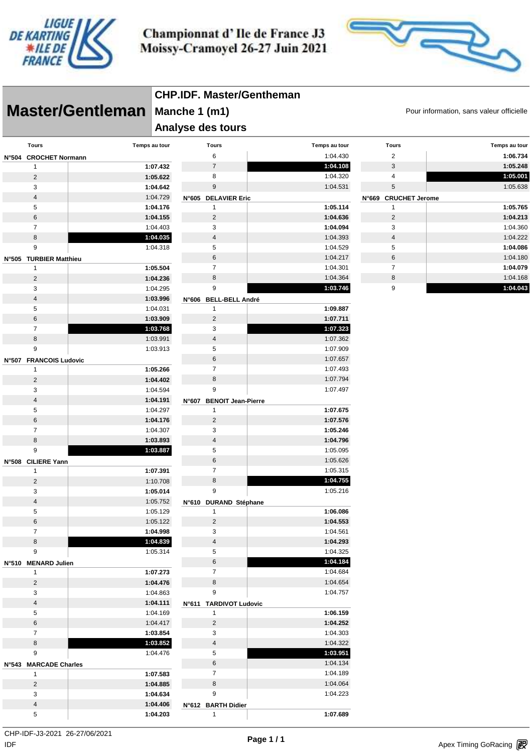# Championnat d' Ile de France J3
# Moissy-Cramoyel 26-27 Juin 2021

## Master/Gentleman

**CHP.IDF. Master/Gentheman**

**Manche 1 (m1)**

**Analyse des tours**

Pour information, sans valeur officielle

| Tours | Temps au tour |
|---|---|
| **N°504 CROCHET Normann** | |
| 1 | **1:07.432** |
| 2 | **1:05.622** |
| 3 | **1:04.642** |
| 4 | 1:04.729 |
| 5 | **1:04.176** |
| 6 | **1:04.155** |
| 7 | 1:04.403 |
| 8 | **1:04.035** |
| 9 | 1:04.318 |
| **N°505 TURBIER Matthieu** | |
| 1 | **1:05.504** |
| 2 | **1:04.236** |
| 3 | 1:04.295 |
| 4 | **1:03.996** |
| 5 | 1:04.031 |
| 6 | **1:03.909** |
| 7 | **1:03.768** |
| 8 | 1:03.991 |
| 9 | 1:03.913 |
| **N°507 FRANCOIS Ludovic** | |
| 1 | **1:05.266** |
| 2 | **1:04.402** |
| 3 | 1:04.594 |
| 4 | **1:04.191** |
| 5 | 1:04.297 |
| 6 | **1:04.176** |
| 7 | 1:04.307 |
| 8 | **1:03.893** |
| 9 | **1:03.887** |
| **N°508 CILIERE Yann** | |
| 1 | **1:07.391** |
| 2 | 1:10.708 |
| 3 | **1:05.014** |
| 4 | 1:05.752 |
| 5 | 1:05.129 |
| 6 | 1:05.122 |
| 7 | **1:04.998** |
| 8 | **1:04.839** |
| 9 | 1:05.314 |
| **N°510 MENARD Julien** | |
| 1 | **1:07.273** |
| 2 | **1:04.476** |
| 3 | 1:04.863 |
| 4 | **1:04.111** |
| 5 | 1:04.169 |
| 6 | 1:04.417 |
| 7 | **1:03.854** |
| 8 | **1:03.852** |
| 9 | 1:04.476 |
| **N°543 MARCADE Charles** | |
| 1 | **1:07.583** |
| 2 | **1:04.885** |
| 3 | **1:04.634** |
| 4 | **1:04.406** |
| 5 | **1:04.203** |
| 6 | 1:04.430 |
| 7 | **1:04.108** |
| 8 | 1:04.320 |
| 9 | 1:04.531 |
| **N°605 DELAVIER Eric** | |
| 1 | **1:05.114** |
| 2 | **1:04.636** |
| 3 | **1:04.094** |
| 4 | 1:04.393 |
| 5 | 1:04.529 |
| 6 | 1:04.217 |
| 7 | 1:04.301 |
| 8 | 1:04.364 |
| 9 | **1:03.746** |
| **N°606 BELL-BELL André** | |
| 1 | **1:09.887** |
| 2 | **1:07.711** |
| 3 | **1:07.323** |
| 4 | 1:07.362 |
| 5 | 1:07.909 |
| 6 | 1:07.657 |
| 7 | 1:07.493 |
| 8 | 1:07.794 |
| 9 | 1:07.497 |
| **N°607 BENOIT Jean-Pierre** | |
| 1 | **1:07.675** |
| 2 | **1:07.576** |
| 3 | **1:05.246** |
| 4 | **1:04.796** |
| 5 | 1:05.095 |
| 6 | 1:05.626 |
| 7 | 1:05.315 |
| 8 | **1:04.755** |
| 9 | 1:05.216 |
| **N°610 DURAND Stéphane** | |
| 1 | **1:06.086** |
| 2 | **1:04.553** |
| 3 | 1:04.561 |
| 4 | **1:04.293** |
| 5 | 1:04.325 |
| 6 | **1:04.184** |
| 7 | 1:04.684 |
| 8 | 1:04.654 |
| 9 | 1:04.757 |
| **N°611 TARDIVOT Ludovic** | |
| 1 | **1:06.159** |
| 2 | **1:04.252** |
| 3 | 1:04.303 |
| 4 | 1:04.322 |
| 5 | **1:03.951** |
| 6 | 1:04.134 |
| 7 | 1:04.189 |
| 8 | 1:04.064 |
| 9 | 1:04.223 |
| **N°612 BARTH Didier** | |
| 1 | **1:07.689** |
| 2 | **1:06.734** |
| 3 | **1:05.248** |
| 4 | **1:05.001** |
| 5 | 1:05.638 |
| **N°669 CRUCHET Jerome** | |
| 1 | **1:05.765** |
| 2 | **1:04.213** |
| 3 | 1:04.360 |
| 4 | 1:04.222 |
| 5 | **1:04.086** |
| 6 | 1:04.180 |
| 7 | **1:04.079** |
| 8 | 1:04.168 |
| 9 | **1:04.043** |

CHP-IDF-J3-2021 26-27/06/2021

IDF

Apex Timing GoRacing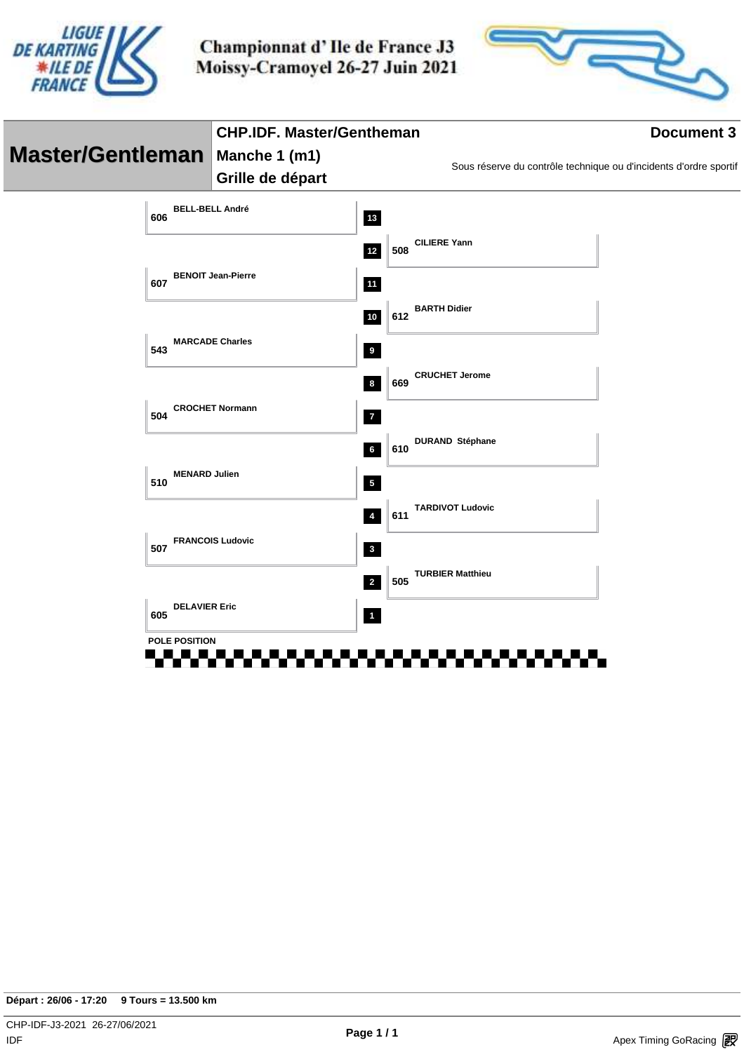# Championnat d' Ile de France J3
Moissy-Cramoyel 26-27 Juin 2021

## Master/Gentleman

**CHP.IDF. Master/Gentheman**

**Manche 1 (m1)**

**Grille de départ**

**Document 3**

Sous réserve du contrôle technique ou d'incidents d'ordre sportif

| Position | N° | Pilote |
|---|---|---|
| 13 | 606 | BELL-BELL André |
| 12 | 508 | CILIERE Yann |
| 11 | 607 | BENOIT Jean-Pierre |
| 10 | 612 | BARTH Didier |
| 9 | 543 | MARCADE Charles |
| 8 | 669 | CRUCHET Jerome |
| 7 | 504 | CROCHET Normann |
| 6 | 610 | DURAND Stéphane |
| 5 | 510 | MENARD Julien |
| 4 | 611 | TARDIVOT Ludovic |
| 3 | 507 | FRANCOIS Ludovic |
| 2 | 505 | TURBIER Matthieu |
| 1 | 605 | DELAVIER Eric |

POLE POSITION

**Départ : 26/06 - 17:20 9 Tours = 13.500 km**

CHP-IDF-J3-2021 26-27/06/2021
IDF

Apex Timing GoRacing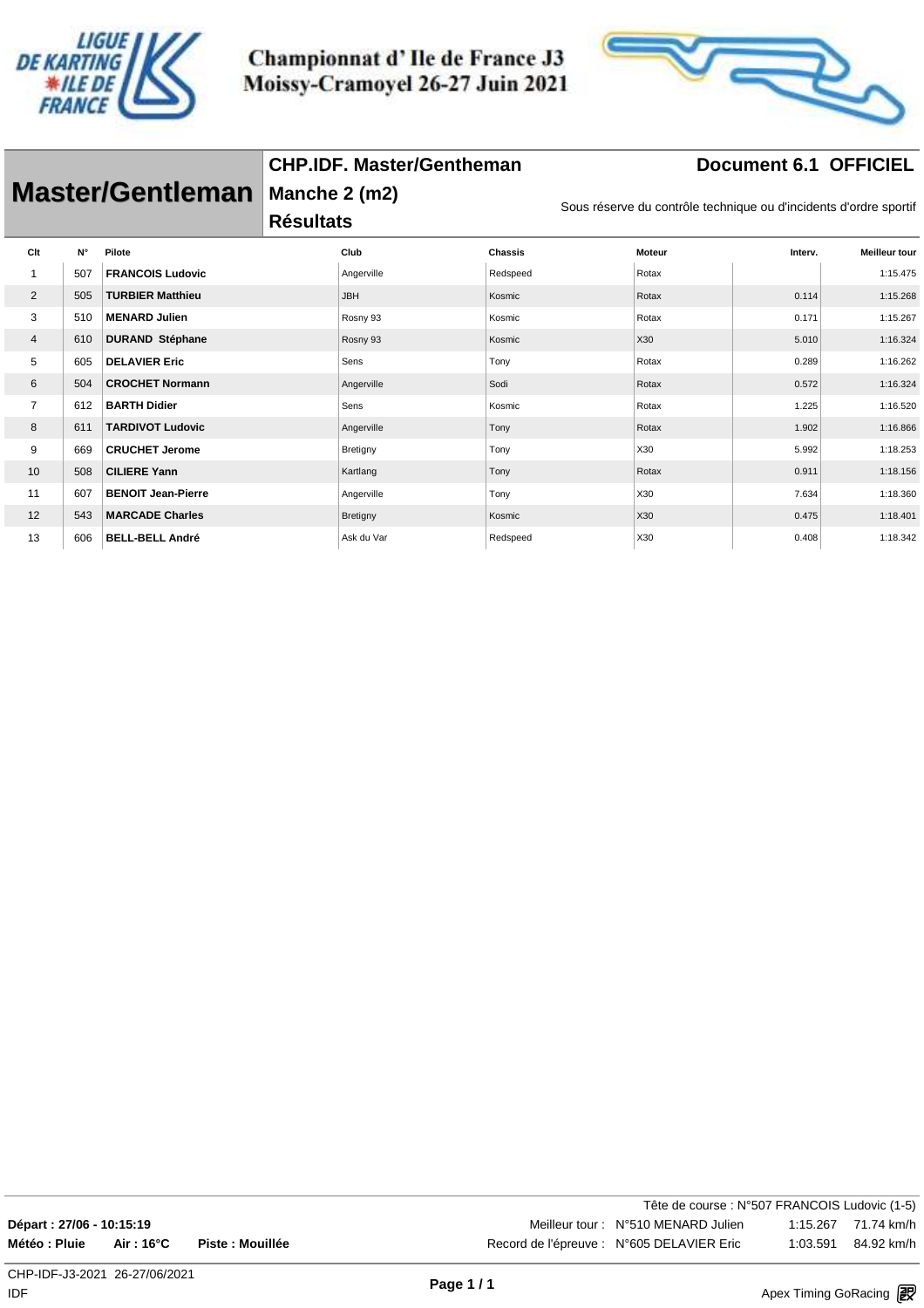# Championnat d' Ile de France J3
# Moissy-Cramoyel 26-27 Juin 2021

## Master/Gentleman

**CHP.IDF. Master/Gentheman**
**Manche 2 (m2)**
**Résultats**

**Document 6.1 OFFICIEL**

Sous réserve du contrôle technique ou d'incidents d'ordre sportif

| Clt | N° | Pilote | Club | Chassis | Moteur | Interv. | Meilleur tour |
|---|---|---|---|---|---|---|---|
| 1 | 507 | **FRANCOIS Ludovic** | Angerville | Redspeed | Rotax | | 1:15.475 |
| 2 | 505 | **TURBIER Matthieu** | JBH | Kosmic | Rotax | 0.114 | 1:15.268 |
| 3 | 510 | **MENARD Julien** | Rosny 93 | Kosmic | Rotax | 0.171 | 1:15.267 |
| 4 | 610 | **DURAND Stéphane** | Rosny 93 | Kosmic | X30 | 5.010 | 1:16.324 |
| 5 | 605 | **DELAVIER Eric** | Sens | Tony | Rotax | 0.289 | 1:16.262 |
| 6 | 504 | **CROCHET Normann** | Angerville | Sodi | Rotax | 0.572 | 1:16.324 |
| 7 | 612 | **BARTH Didier** | Sens | Kosmic | Rotax | 1.225 | 1:16.520 |
| 8 | 611 | **TARDIVOT Ludovic** | Angerville | Tony | Rotax | 1.902 | 1:16.866 |
| 9 | 669 | **CRUCHET Jerome** | Bretigny | Tony | X30 | 5.992 | 1:18.253 |
| 10 | 508 | **CILIERE Yann** | Kartlang | Tony | Rotax | 0.911 | 1:18.156 |
| 11 | 607 | **BENOIT Jean-Pierre** | Angerville | Tony | X30 | 7.634 | 1:18.360 |
| 12 | 543 | **MARCADE Charles** | Bretigny | Kosmic | X30 | 0.475 | 1:18.401 |
| 13 | 606 | **BELL-BELL André** | Ask du Var | Redspeed | X30 | 0.408 | 1:18.342 |

Tête de course : N°507 FRANCOIS Ludovic (1-5)

**Départ : 27/06 - 10:15:19**

**Météo : Pluie** **Air : 16°C** **Piste : Mouillée**

Meilleur tour : N°510 MENARD Julien 1:15.267 71.74 km/h

Record de l'épreuve : N°605 DELAVIER Eric 1:03.591 84.92 km/h

CHP-IDF-J3-2021 26-27/06/2021
IDF

Apex Timing GoRacing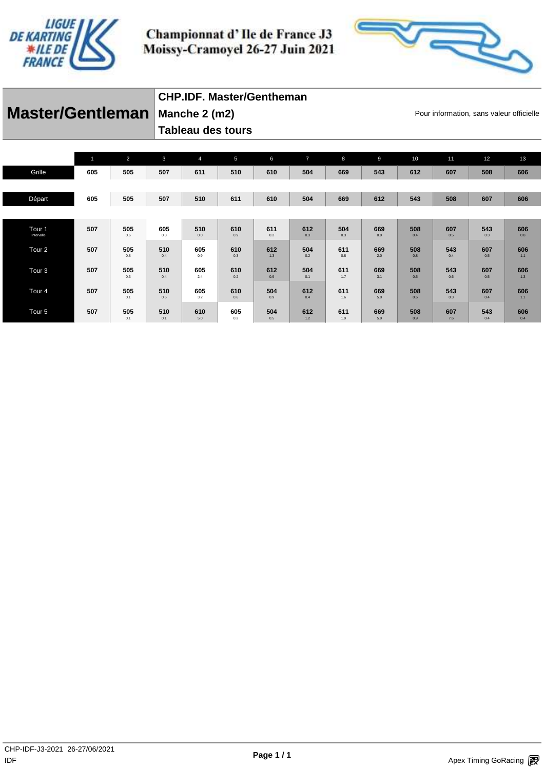# Championnat d' Ile de France J3
# Moissy-Cramoyel 26-27 Juin 2021

## Master/Gentleman

**CHP.IDF. Master/Gentheman**
**Manche 2 (m2)**
**Tableau des tours**

Pour information, sans valeur officielle

| | 1 | 2 | 3 | 4 | 5 | 6 | 7 | 8 | 9 | 10 | 11 | 12 | 13 |
|---|---|---|---|---|---|---|---|---|---|---|---|---|---|
| Grille | 605 | 505 | 507 | 611 | 510 | 610 | 504 | 669 | 543 | 612 | 607 | 508 | 606 |
| Départ | 605 | 505 | 507 | 510 | 611 | 610 | 504 | 669 | 612 | 543 | 508 | 607 | 606 |
| Tour 1 Intervalle | 507 | 505  0.6 | 605 0.3 | 510 0.0 | 610 0.9 | 611 0.2 | 612 0.3 | 504 0.3 | 669 0.9 | 508 0.4 | 607 0.5 | 543 0.3 | 606 0.8 |
| Tour 2 | 507 | 505 0.8 | 510 0.4 | 605 0.9 | 610 0.3 | 612 1.3 | 504 0.2 | 611 0.8 | 669 2.0 | 508 0.8 | 543 0.4 | 607 0.5 | 606 1.1 |
| Tour 3 | 507 | 505 0.3 | 510 0.4 | 605 2.4 | 610 0.2 | 612 0.9 | 504 0.1 | 611 1.7 | 669 3.1 | 508 0.5 | 543 0.6 | 607 0.5 | 606 1.3 |
| Tour 4 | 507 | 505 0.1 | 510 0.6 | 605 3.2 | 610 0.6 | 504 0.9 | 612 0.4 | 611 1.6 | 669 5.0 | 508 0.6 | 543 0.3 | 607 0.4 | 606 1.1 |
| Tour 5 | 507 | 505 0.1 | 510 0.1 | 610 5.0 | 605 0.2 | 504 0.5 | 612 1.2 | 611 1.9 | 669 5.9 | 508 0.9 | 607 7.6 | 543 0.4 | 606 0.4 |

CHP-IDF-J3-2021 26-27/06/2021
IDF

Apex Timing GoRacing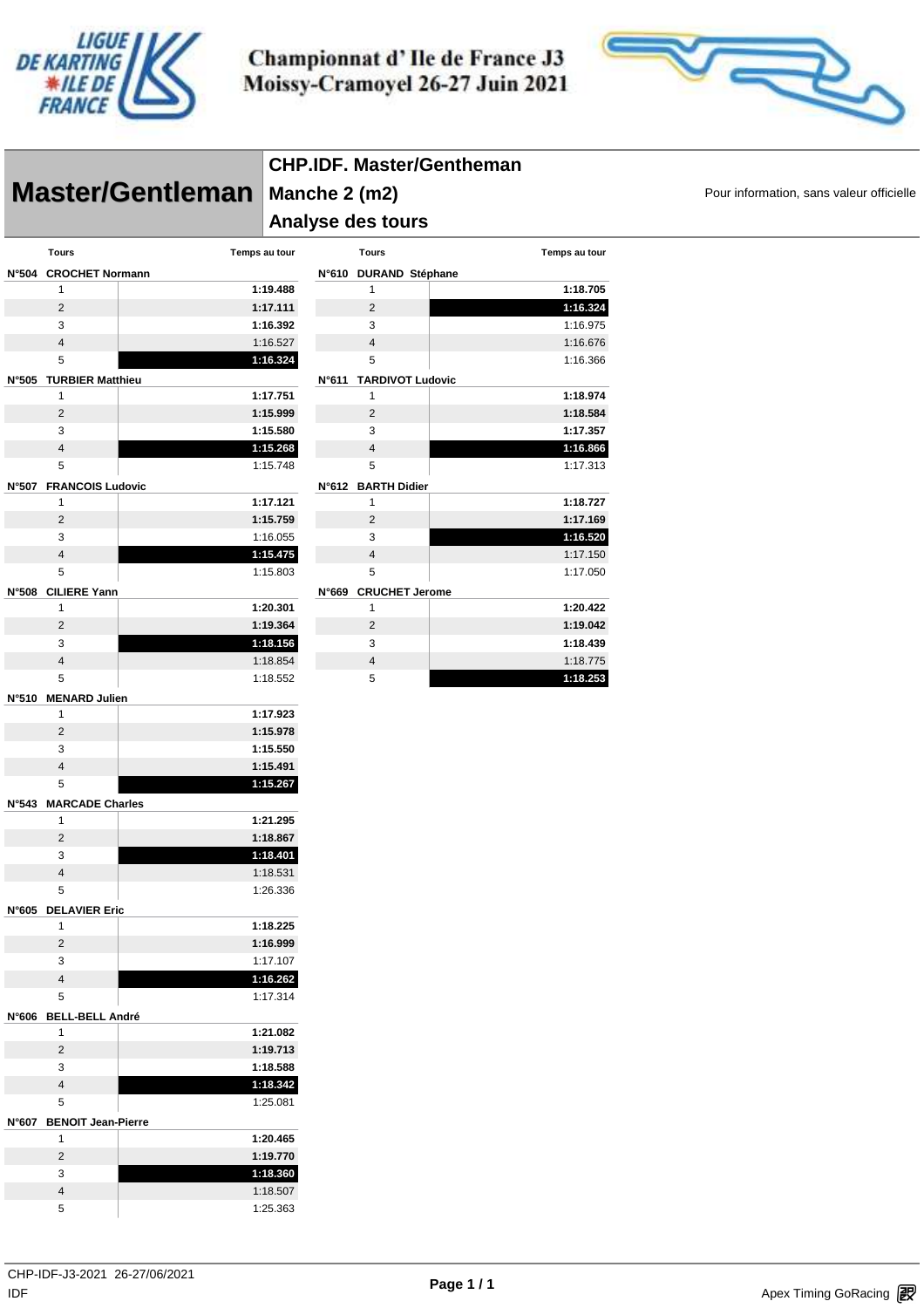# Championnat d' Ile de France J3
## Moissy-Cramoyel 26-27 Juin 2021

# Master/Gentleman

**CHP.IDF. Master/Gentheman**
**Manche 2 (m2)**
**Analyse des tours**

Pour information, sans valeur officielle

### N°504 CROCHET Normann

| Tours | Temps au tour |
|---|---|
| 1 | **1:19.488** |
| 2 | **1:17.111** |
| 3 | **1:16.392** |
| 4 | 1:16.527 |
| 5 | **1:16.324** |

### N°505 TURBIER Matthieu

| Tours | Temps au tour |
|---|---|
| 1 | **1:17.751** |
| 2 | **1:15.999** |
| 3 | **1:15.580** |
| 4 | **1:15.268** |
| 5 | 1:15.748 |

### N°507 FRANCOIS Ludovic

| Tours | Temps au tour |
|---|---|
| 1 | **1:17.121** |
| 2 | **1:15.759** |
| 3 | 1:16.055 |
| 4 | **1:15.475** |
| 5 | 1:15.803 |

### N°508 CILIERE Yann

| Tours | Temps au tour |
|---|---|
| 1 | **1:20.301** |
| 2 | **1:19.364** |
| 3 | **1:18.156** |
| 4 | 1:18.854 |
| 5 | 1:18.552 |

### N°510 MENARD Julien

| Tours | Temps au tour |
|---|---|
| 1 | **1:17.923** |
| 2 | **1:15.978** |
| 3 | **1:15.550** |
| 4 | **1:15.491** |
| 5 | **1:15.267** |

### N°543 MARCADE Charles

| Tours | Temps au tour |
|---|---|
| 1 | **1:21.295** |
| 2 | **1:18.867** |
| 3 | **1:18.401** |
| 4 | 1:18.531 |
| 5 | 1:26.336 |

### N°605 DELAVIER Eric

| Tours | Temps au tour |
|---|---|
| 1 | **1:18.225** |
| 2 | **1:16.999** |
| 3 | 1:17.107 |
| 4 | **1:16.262** |
| 5 | 1:17.314 |

### N°606 BELL-BELL André

| Tours | Temps au tour |
|---|---|
| 1 | **1:21.082** |
| 2 | **1:19.713** |
| 3 | **1:18.588** |
| 4 | **1:18.342** |
| 5 | 1:25.081 |

### N°607 BENOIT Jean-Pierre

| Tours | Temps au tour |
|---|---|
| 1 | **1:20.465** |
| 2 | **1:19.770** |
| 3 | **1:18.360** |
| 4 | 1:18.507 |
| 5 | 1:25.363 |

### N°610 DURAND Stéphane

| Tours | Temps au tour |
|---|---|
| 1 | **1:18.705** |
| 2 | **1:16.324** |
| 3 | 1:16.975 |
| 4 | 1:16.676 |
| 5 | 1:16.366 |

### N°611 TARDIVOT Ludovic

| Tours | Temps au tour |
|---|---|
| 1 | **1:18.974** |
| 2 | **1:18.584** |
| 3 | **1:17.357** |
| 4 | **1:16.866** |
| 5 | 1:17.313 |

### N°612 BARTH Didier

| Tours | Temps au tour |
|---|---|
| 1 | **1:18.727** |
| 2 | **1:17.169** |
| 3 | **1:16.520** |
| 4 | 1:17.150 |
| 5 | 1:17.050 |

### N°669 CRUCHET Jerome

| Tours | Temps au tour |
|---|---|
| 1 | **1:20.422** |
| 2 | **1:19.042** |
| 3 | **1:18.439** |
| 4 | 1:18.775 |
| 5 | **1:18.253** |

CHP-IDF-J3-2021 26-27/06/2021
IDF

Apex Timing GoRacing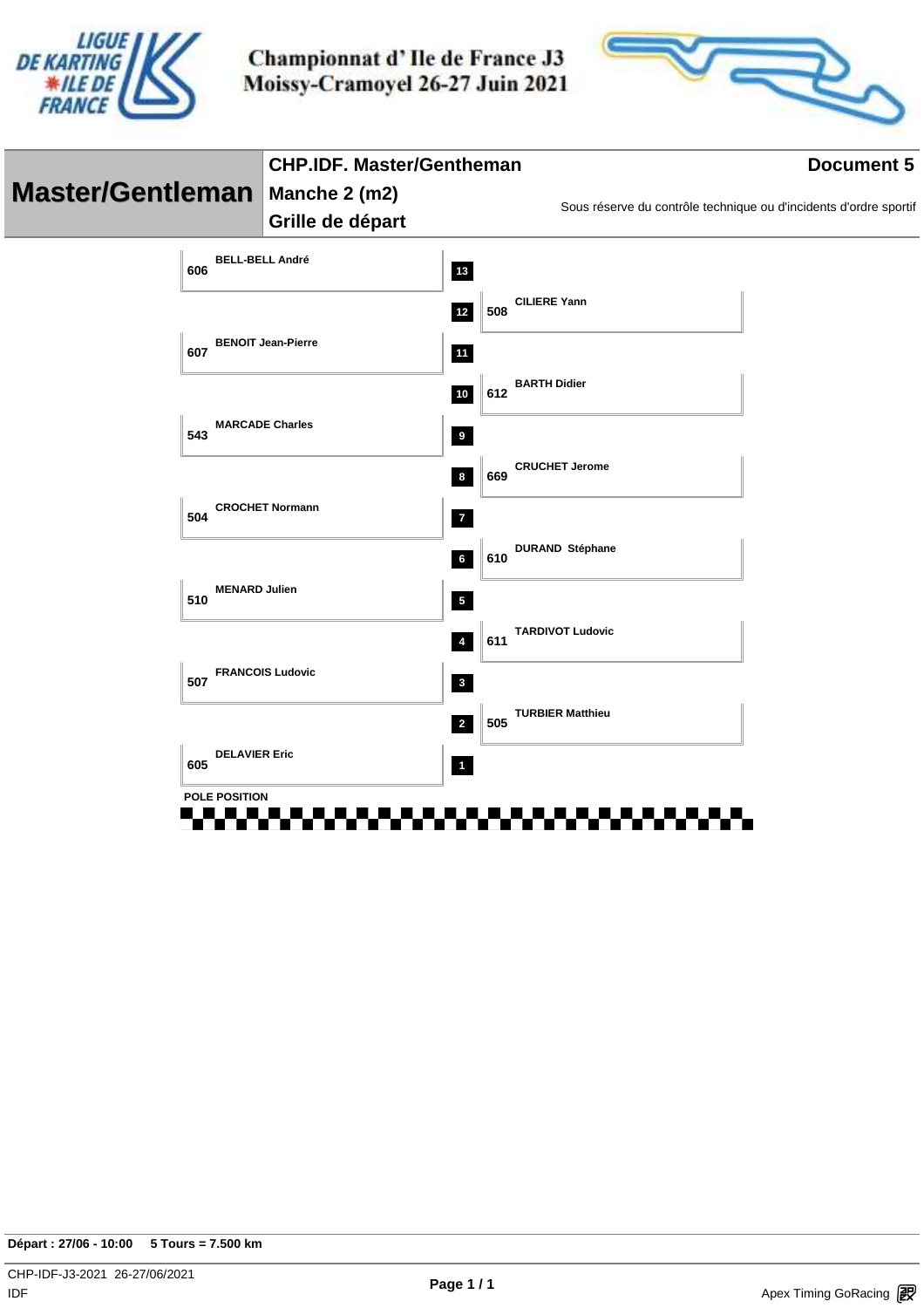Championnat d' Ile de France J3
Moissy-Cramoyel 26-27 Juin 2021

# Master/Gentleman

## CHP.IDF. Master/Gentheman

**Document 5**

Manche 2 (m2)

Grille de départ

Sous réserve du contrôle technique ou d'incidents d'ordre sportif

| Position | N° | Pilote |
|---|---|---|
| 13 | 606 | BELL-BELL André |
| 12 | 508 | CILIERE Yann |
| 11 | 607 | BENOIT Jean-Pierre |
| 10 | 612 | BARTH Didier |
| 9 | 543 | MARCADE Charles |
| 8 | 669 | CRUCHET Jerome |
| 7 | 504 | CROCHET Normann |
| 6 | 610 | DURAND Stéphane |
| 5 | 510 | MENARD Julien |
| 4 | 611 | TARDIVOT Ludovic |
| 3 | 507 | FRANCOIS Ludovic |
| 2 | 505 | TURBIER Matthieu |
| 1 | 605 | DELAVIER Eric |

POLE POSITION

**Départ : 27/06 - 10:00** **5 Tours = 7.500 km**

CHP-IDF-J3-2021 26-27/06/2021
IDF

Apex Timing GoRacing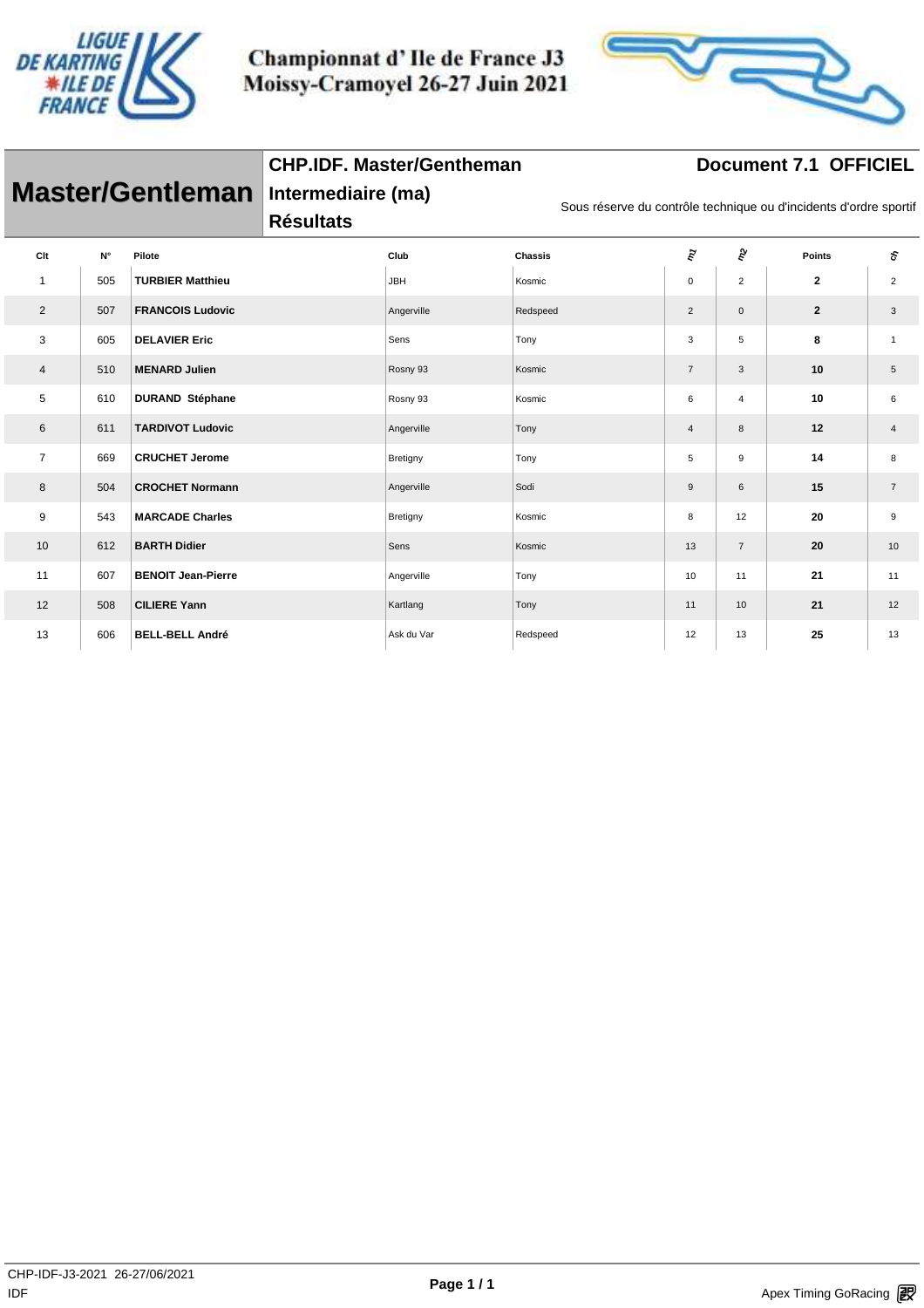# Championnat d' Ile de France J3
# Moissy-Cramoyel 26-27 Juin 2021

## Master/Gentleman

**CHP.IDF. Master/Gentheman Intermediaire (ma)**
**Résultats**

**Document 7.1 OFFICIEL**

Sous réserve du contrôle technique ou d'incidents d'ordre sportif

| Clt | N° | Pilote | Club | Chassis | m1 | m2 | Points | ch |
|---|---|---|---|---|---|---|---|---|
| 1 | 505 | **TURBIER Matthieu** | JBH | Kosmic | 0 | 2 | **2** | 2 |
| 2 | 507 | **FRANCOIS Ludovic** | Angerville | Redspeed | 2 | 0 | **2** | 3 |
| 3 | 605 | **DELAVIER Eric** | Sens | Tony | 3 | 5 | **8** | 1 |
| 4 | 510 | **MENARD Julien** | Rosny 93 | Kosmic | 7 | 3 | **10** | 5 |
| 5 | 610 | **DURAND Stéphane** | Rosny 93 | Kosmic | 6 | 4 | **10** | 6 |
| 6 | 611 | **TARDIVOT Ludovic** | Angerville | Tony | 4 | 8 | **12** | 4 |
| 7 | 669 | **CRUCHET Jerome** | Bretigny | Tony | 5 | 9 | **14** | 8 |
| 8 | 504 | **CROCHET Normann** | Angerville | Sodi | 9 | 6 | **15** | 7 |
| 9 | 543 | **MARCADE Charles** | Bretigny | Kosmic | 8 | 12 | **20** | 9 |
| 10 | 612 | **BARTH Didier** | Sens | Kosmic | 13 | 7 | **20** | 10 |
| 11 | 607 | **BENOIT Jean-Pierre** | Angerville | Tony | 10 | 11 | **21** | 11 |
| 12 | 508 | **CILIERE Yann** | Kartlang | Tony | 11 | 10 | **21** | 12 |
| 13 | 606 | **BELL-BELL André** | Ask du Var | Redspeed | 12 | 13 | **25** | 13 |

CHP-IDF-J3-2021 26-27/06/2021
IDF

Apex Timing GoRacing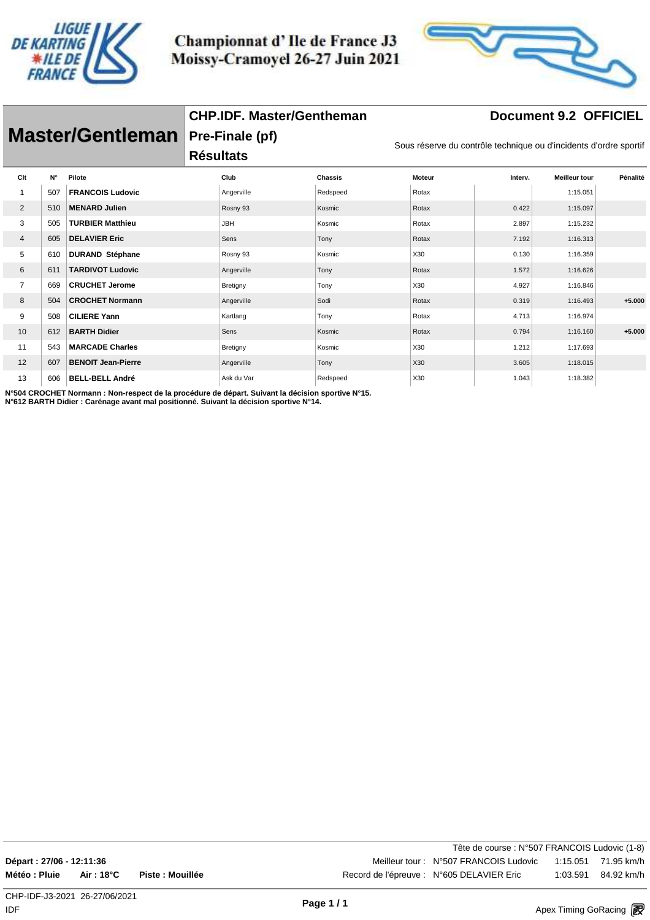# Championnat d' Ile de France J3
## Moissy-Cramoyel 26-27 Juin 2021

## Master/Gentleman

**CHP.IDF. Master/Gentheman**

**Pre-Finale (pf)**

**Résultats**

**Document 9.2 OFFICIEL**

Sous réserve du contrôle technique ou d'incidents d'ordre sportif

| Clt | N° | Pilote | Club | Chassis | Moteur | Interv. | Meilleur tour | Pénalité |
|---|---|---|---|---|---|---|---|---|
| 1 | 507 | **FRANCOIS Ludovic** | Angerville | Redspeed | Rotax | | 1:15.051 | |
| 2 | 510 | **MENARD Julien** | Rosny 93 | Kosmic | Rotax | 0.422 | 1:15.097 | |
| 3 | 505 | **TURBIER Matthieu** | JBH | Kosmic | Rotax | 2.897 | 1:15.232 | |
| 4 | 605 | **DELAVIER Eric** | Sens | Tony | Rotax | 7.192 | 1:16.313 | |
| 5 | 610 | **DURAND Stéphane** | Rosny 93 | Kosmic | X30 | 0.130 | 1:16.359 | |
| 6 | 611 | **TARDIVOT Ludovic** | Angerville | Tony | Rotax | 1.572 | 1:16.626 | |
| 7 | 669 | **CRUCHET Jerome** | Bretigny | Tony | X30 | 4.927 | 1:16.846 | |
| 8 | 504 | **CROCHET Normann** | Angerville | Sodi | Rotax | 0.319 | 1:16.493 | **+5.000** |
| 9 | 508 | **CILIERE Yann** | Kartlang | Tony | Rotax | 4.713 | 1:16.974 | |
| 10 | 612 | **BARTH Didier** | Sens | Kosmic | Rotax | 0.794 | 1:16.160 | **+5.000** |
| 11 | 543 | **MARCADE Charles** | Bretigny | Kosmic | X30 | 1.212 | 1:17.693 | |
| 12 | 607 | **BENOIT Jean-Pierre** | Angerville | Tony | X30 | 3.605 | 1:18.015 | |
| 13 | 606 | **BELL-BELL André** | Ask du Var | Redspeed | X30 | 1.043 | 1:18.382 | |

**N°504 CROCHET Normann : Non-respect de la procédure de départ. Suivant la décision sportive N°15.**
**N°612 BARTH Didier : Carénage avant mal positionné. Suivant la décision sportive N°14.**

Tête de course : N°507 FRANCOIS Ludovic (1-8)

**Départ : 27/06 - 12:11:36**

**Météo : Pluie** **Air : 18°C** **Piste : Mouillée**

Meilleur tour : N°507 FRANCOIS Ludovic 1:15.051 71.95 km/h

Record de l'épreuve : N°605 DELAVIER Eric 1:03.591 84.92 km/h

CHP-IDF-J3-2021 26-27/06/2021

IDF

Apex Timing GoRacing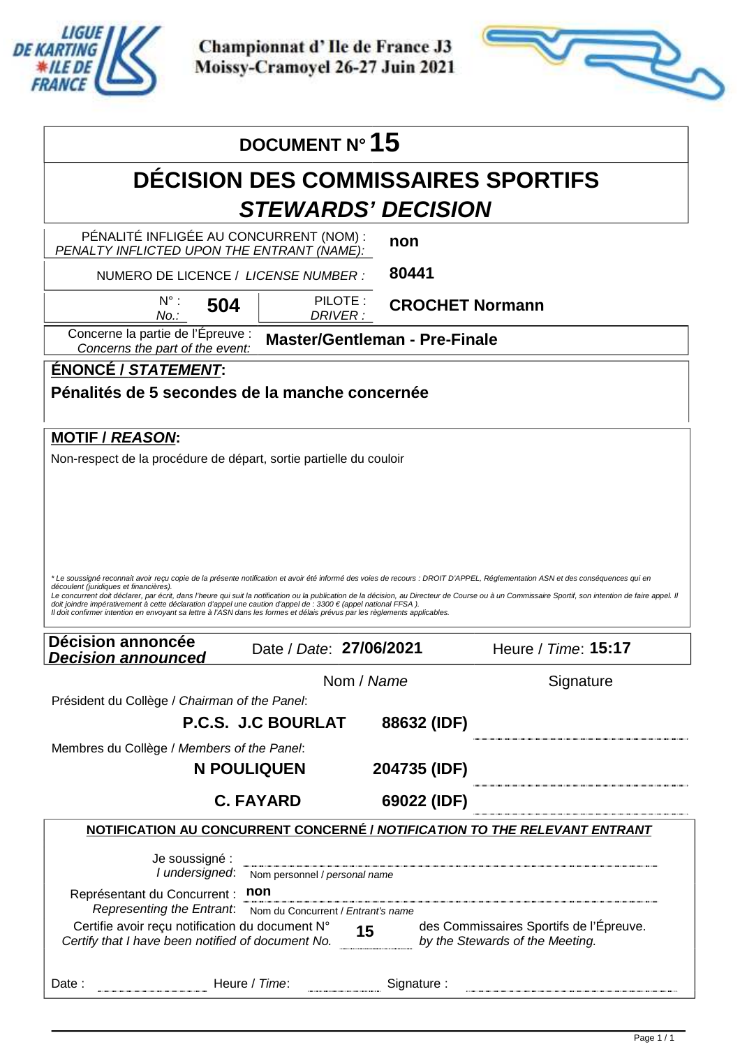**Championnat d' Ile de France J3**
**Moissy-Cramoyel 26-27 Juin 2021**

# DOCUMENT N° 15

# DÉCISION DES COMMISSAIRES SPORTIFS
## *STEWARDS' DECISION*

| | |
|---|---|
| PÉNALITÉ INFLIGÉE AU CONCURRENT (NOM) : *PENALTY INFLICTED UPON THE ENTRANT (NAME):* | **non** |
| NUMERO DE LICENCE / *LICENSE NUMBER :* | **80441** |
| N° : *No.:* **504** — PILOTE : *DRIVER :* | **CROCHET Normann** |
| Concerne la partie de l'Épreuve : *Concerns the part of the event:* | **Master/Gentleman - Pre-Finale** |

**ÉNONCÉ / *STATEMENT*:**

**Pénalités de 5 secondes de la manche concernée**

**MOTIF / *REASON*:**

Non-respect de la procédure de départ, sortie partielle du couloir

*\* Le soussigné reconnait avoir reçu copie de la présente notification et avoir été informé des voies de recours : DROIT D'APPEL, Réglementation ASN et des conséquences qui en découlent (juridiques et financières).*
*Le concurrent doit déclarer, par écrit, dans l'heure qui suit la notification ou la publication de la décision, au Directeur de Course ou à un Commissaire Sportif, son intention de faire appel. Il doit joindre impérativement à cette déclaration d'appel une caution d'appel de : 3300 € (appel national FFSA ).*
*Il doit confirmer intention en envoyant sa lettre à l'ASN dans les formes et délais prévus par les règlements applicables.*

**Décision annoncée** / ***Decision announced*** — Date / *Date*: **27/06/2021** — Heure / *Time*: **15:17**

| | Nom / *Name* | | Signature |
|---|---|---|---|
| Président du Collège / *Chairman of the Panel*: | **P.C.S. J.C BOURLAT** | **88632 (IDF)** | |
| Membres du Collège / *Members of the Panel*: | **N POULIQUEN** | **204735 (IDF)** | |
| | **C. FAYARD** | **69022 (IDF)** | |

**NOTIFICATION AU CONCURRENT CONCERNÉ / *NOTIFICATION TO THE RELEVANT ENTRANT***

Je soussigné : / *I undersigned*: ____________ Nom personnel / *personal name*

Représentant du Concurrent : / *Representing the Entrant*: **non** — Nom du Concurrent / *Entrant's name*

Certifie avoir reçu notification du document N° **15** des Commissaires Sportifs de l'Épreuve.
*Certify that I have been notified of document No.* **15** *by the Stewards of the Meeting.*

Date : ____________ Heure / *Time*: ____________ Signature : ____________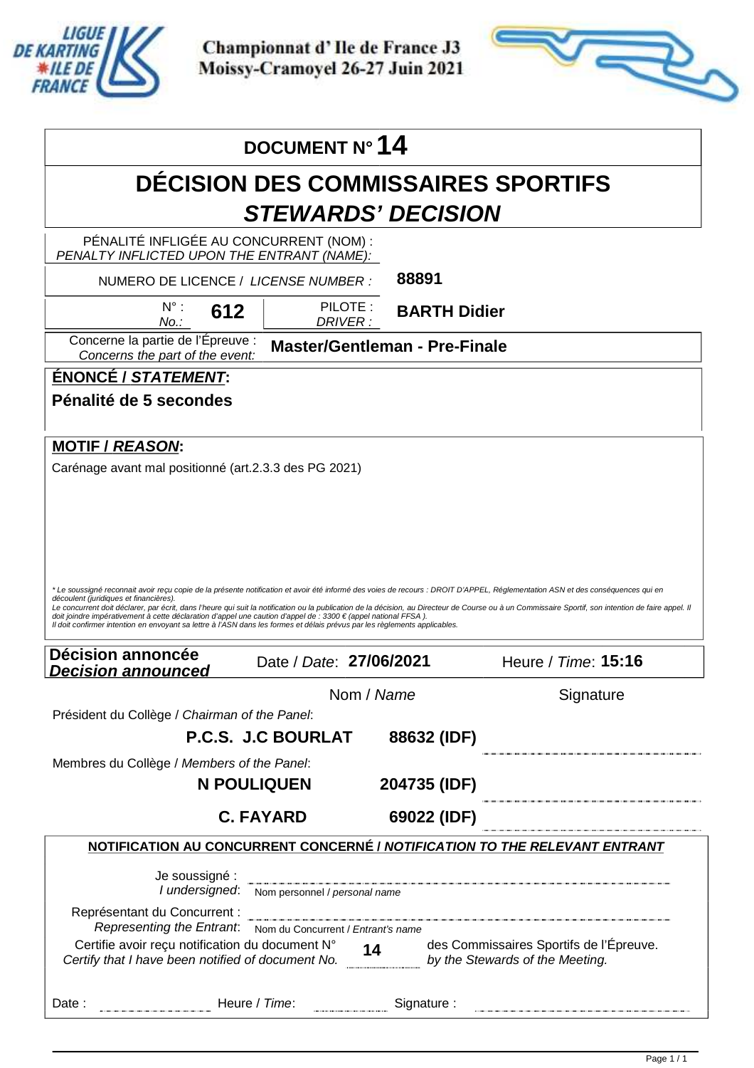Championnat d' Ile de France J3
Moissy-Cramoyel 26-27 Juin 2021

# DOCUMENT N° 14

## DÉCISION DES COMMISSAIRES SPORTIFS
## *STEWARDS' DECISION*

| | |
|---|---|
| PÉNALITÉ INFLIGÉE AU CONCURRENT (NOM) : *PENALTY INFLICTED UPON THE ENTRANT (NAME):* | |
| NUMERO DE LICENCE / *LICENSE NUMBER :* | **88891** |
| N° : *No.:* **612** — PILOTE : *DRIVER :* | **BARTH Didier** |
| Concerne la partie de l'Épreuve : *Concerns the part of the event:* | **Master/Gentleman - Pre-Finale** |

**ÉNONCÉ / *STATEMENT*:**

**Pénalité de 5 secondes**

**MOTIF / *REASON*:**

Carénage avant mal positionné (art.2.3.3 des PG 2021)

*\* Le soussigné reconnait avoir reçu copie de la présente notification et avoir été informé des voies de recours : DROIT D'APPEL, Réglementation ASN et des conséquences qui en découlent (juridiques et financières).*
*Le concurrent doit déclarer, par écrit, dans l'heure qui suit la notification ou la publication de la décision, au Directeur de Course ou à un Commissaire Sportif, son intention de faire appel. Il doit joindre impérativement à cette déclaration d'appel une caution d'appel de : 3300 € (appel national FFSA ).*
*Il doit confirmer intention en envoyant sa lettre à l'ASN dans les formes et délais prévus par les règlements applicables.*

| **Décision annoncée** ***Decision announced*** | Date / *Date*: **27/06/2021** | Heure / *Time*: **15:16** |
|---|---|---|

| | Nom / *Name* | | Signature |
|---|---|---|---|
| Président du Collège / *Chairman of the Panel*: | **P.C.S. J.C BOURLAT** | **88632 (IDF)** | |
| Membres du Collège / *Members of the Panel*: | **N POULIQUEN** | **204735 (IDF)** | |
| | **C. FAYARD** | **69022 (IDF)** | |

**NOTIFICATION AU CONCURRENT CONCERNÉ / *NOTIFICATION TO THE RELEVANT ENTRANT***

Je soussigné : *I undersigned*: ______ Nom personnel / *personal name*

Représentant du Concurrent : *Representing the Entrant*: ______ Nom du Concurrent / *Entrant's name*

Certifie avoir reçu notification du document N° **14** des Commissaires Sportifs de l'Épreuve.
*Certify that I have been notified of document No.* **14** *by the Stewards of the Meeting.*

Date : ______ Heure / *Time*: ______ Signature : ______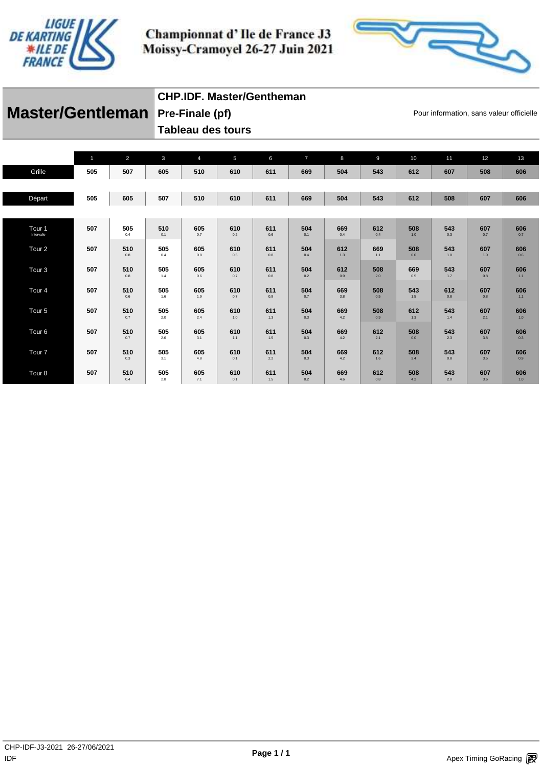# Championnat d' Ile de France J3
# Moissy-Cramoyel 26-27 Juin 2021

## Master/Gentleman

**CHP.IDF. Master/Gentheman**

**Pre-Finale (pf)**

**Tableau des tours**

Pour information, sans valeur officielle

| | 1 | 2 | 3 | 4 | 5 | 6 | 7 | 8 | 9 | 10 | 11 | 12 | 13 |
|---|---|---|---|---|---|---|---|---|---|---|---|---|---|
| Grille | 505 | 507 | 605 | 510 | 610 | 611 | 669 | 504 | 543 | 612 | 607 | 508 | 606 |
| Départ | 505 | 605 | 507 | 510 | 610 | 611 | 669 | 504 | 543 | 612 | 508 | 607 | 606 |
| Tour 1 Intervalle | 507 | 505  0.4 | 510 0.1 | 605 0.7 | 610 0.2 | 611 0.6 | 504 0.1 | 669 0.4 | 612 0.4 | 508 1.0 | 543 0.3 | 607 0.7 | 606 0.7 |
| Tour 2 | 507 | 510 0.8 | 505 0.4 | 605 0.8 | 610 0.5 | 611 0.8 | 504 0.4 | 612 1.3 | 669 1.1 | 508 0.0 | 543 1.0 | 607 1.0 | 606 0.6 |
| Tour 3 | 507 | 510 0.8 | 505 1.4 | 605 0.6 | 610 0.7 | 611 0.8 | 504 0.2 | 612 0.9 | 508 2.0 | 669 0.5 | 543 1.7 | 607 0.8 | 606 1.1 |
| Tour 4 | 507 | 510 0.6 | 505 1.6 | 605 1.9 | 610 0.7 | 611 0.9 | 504 0.7 | 669 3.8 | 508 0.5 | 543 1.5 | 612 0.8 | 607 0.8 | 606 1.1 |
| Tour 5 | 507 | 510 0.7 | 505 2.0 | 605 2.4 | 610 1.0 | 611 1.3 | 504 0.3 | 669 4.2 | 508 0.9 | 612 1.3 | 543 1.4 | 607 2.1 | 606 1.0 |
| Tour 6 | 507 | 510 0.7 | 505 2.6 | 605 3.1 | 610 1.1 | 611 1.5 | 504 0.3 | 669 4.2 | 612 2.1 | 508 0.0 | 543 2.3 | 607 3.8 | 606 0.3 |
| Tour 7 | 507 | 510 0.3 | 505 3.1 | 605 4.8 | 610 0.1 | 611 2.2 | 504 0.3 | 669 4.2 | 612 1.6 | 508 3.4 | 543 0.8 | 607 3.5 | 606 0.9 |
| Tour 8 | 507 | 510 0.4 | 505 2.8 | 605 7.1 | 610 0.1 | 611 1.5 | 504 0.2 | 669 4.6 | 612 0.8 | 508 4.2 | 543 2.0 | 607 3.6 | 606 1.0 |

CHP-IDF-J3-2021 26-27/06/2021
IDF

Apex Timing GoRacing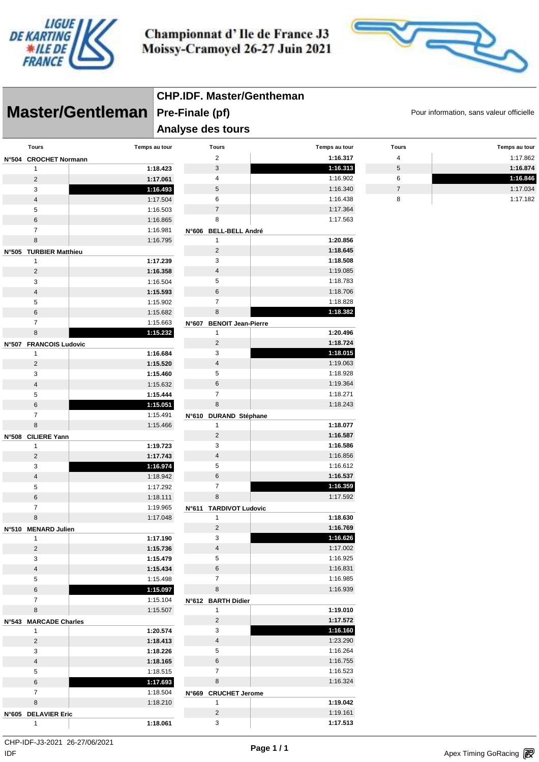# Championnat d' Ile de France J3
## Moissy-Cramoyel 26-27 Juin 2021

## Master/Gentleman

**CHP.IDF. Master/Gentheman**

**Pre-Finale (pf)**

**Analyse des tours**

Pour information, sans valeur officielle

| Tours | Temps au tour |
|---|---|
| **N°504 CROCHET Normann** | |
| 1 | **1:18.423** |
| 2 | **1:17.061** |
| 3 | **1:16.493** |
| 4 | 1:17.504 |
| 5 | 1:16.503 |
| 6 | 1:16.865 |
| 7 | 1:16.981 |
| 8 | 1:16.795 |
| **N°505 TURBIER Matthieu** | |
| 1 | **1:17.239** |
| 2 | **1:16.358** |
| 3 | 1:16.504 |
| 4 | **1:15.593** |
| 5 | 1:15.902 |
| 6 | 1:15.682 |
| 7 | 1:15.663 |
| 8 | **1:15.232** |
| **N°507 FRANCOIS Ludovic** | |
| 1 | **1:16.684** |
| 2 | **1:15.520** |
| 3 | **1:15.460** |
| 4 | 1:15.632 |
| 5 | **1:15.444** |
| 6 | **1:15.051** |
| 7 | 1:15.491 |
| 8 | 1:15.466 |
| **N°508 CILIERE Yann** | |
| 1 | **1:19.723** |
| 2 | **1:17.743** |
| 3 | **1:16.974** |
| 4 | 1:18.942 |
| 5 | 1:17.292 |
| 6 | 1:18.111 |
| 7 | 1:19.965 |
| 8 | 1:17.048 |
| **N°510 MENARD Julien** | |
| 1 | **1:17.190** |
| 2 | **1:15.736** |
| 3 | **1:15.479** |
| 4 | **1:15.434** |
| 5 | 1:15.498 |
| 6 | **1:15.097** |
| 7 | 1:15.104 |
| 8 | 1:15.507 |
| **N°543 MARCADE Charles** | |
| 1 | **1:20.574** |
| 2 | **1:18.413** |
| 3 | **1:18.226** |
| 4 | **1:18.165** |
| 5 | 1:18.515 |
| 6 | **1:17.693** |
| 7 | 1:18.504 |
| 8 | 1:18.210 |
| **N°605 DELAVIER Eric** | |
| 1 | **1:18.061** |
| 2 | **1:16.317** |
| 3 | **1:16.313** |
| 4 | 1:16.902 |
| 5 | 1:16.340 |
| 6 | 1:16.438 |
| 7 | 1:17.364 |
| 8 | 1:17.563 |
| **N°606 BELL-BELL André** | |
| 1 | **1:20.856** |
| 2 | **1:18.645** |
| 3 | **1:18.508** |
| 4 | 1:19.085 |
| 5 | 1:18.783 |
| 6 | 1:18.706 |
| 7 | 1:18.828 |
| 8 | **1:18.382** |
| **N°607 BENOIT Jean-Pierre** | |
| 1 | **1:20.496** |
| 2 | **1:18.724** |
| 3 | **1:18.015** |
| 4 | 1:19.063 |
| 5 | 1:18.928 |
| 6 | 1:19.364 |
| 7 | 1:18.271 |
| 8 | 1:18.243 |
| **N°610 DURAND Stéphane** | |
| 1 | **1:18.077** |
| 2 | **1:16.587** |
| 3 | **1:16.586** |
| 4 | 1:16.856 |
| 5 | 1:16.612 |
| 6 | **1:16.537** |
| 7 | **1:16.359** |
| 8 | 1:17.592 |
| **N°611 TARDIVOT Ludovic** | |
| 1 | **1:18.630** |
| 2 | **1:16.769** |
| 3 | **1:16.626** |
| 4 | 1:17.002 |
| 5 | 1:16.925 |
| 6 | 1:16.831 |
| 7 | 1:16.985 |
| 8 | 1:16.939 |
| **N°612 BARTH Didier** | |
| 1 | **1:19.010** |
| 2 | **1:17.572** |
| 3 | **1:16.160** |
| 4 | 1:23.290 |
| 5 | 1:16.264 |
| 6 | 1:16.755 |
| 7 | 1:16.523 |
| 8 | 1:16.324 |
| **N°669 CRUCHET Jerome** | |
| 1 | **1:19.042** |
| 2 | 1:19.161 |
| 3 | **1:17.513** |
| 4 | 1:17.862 |
| 5 | **1:16.874** |
| 6 | **1:16.846** |
| 7 | 1:17.034 |
| 8 | 1:17.182 |

CHP-IDF-J3-2021 26-27/06/2021

IDF

Apex Timing GoRacing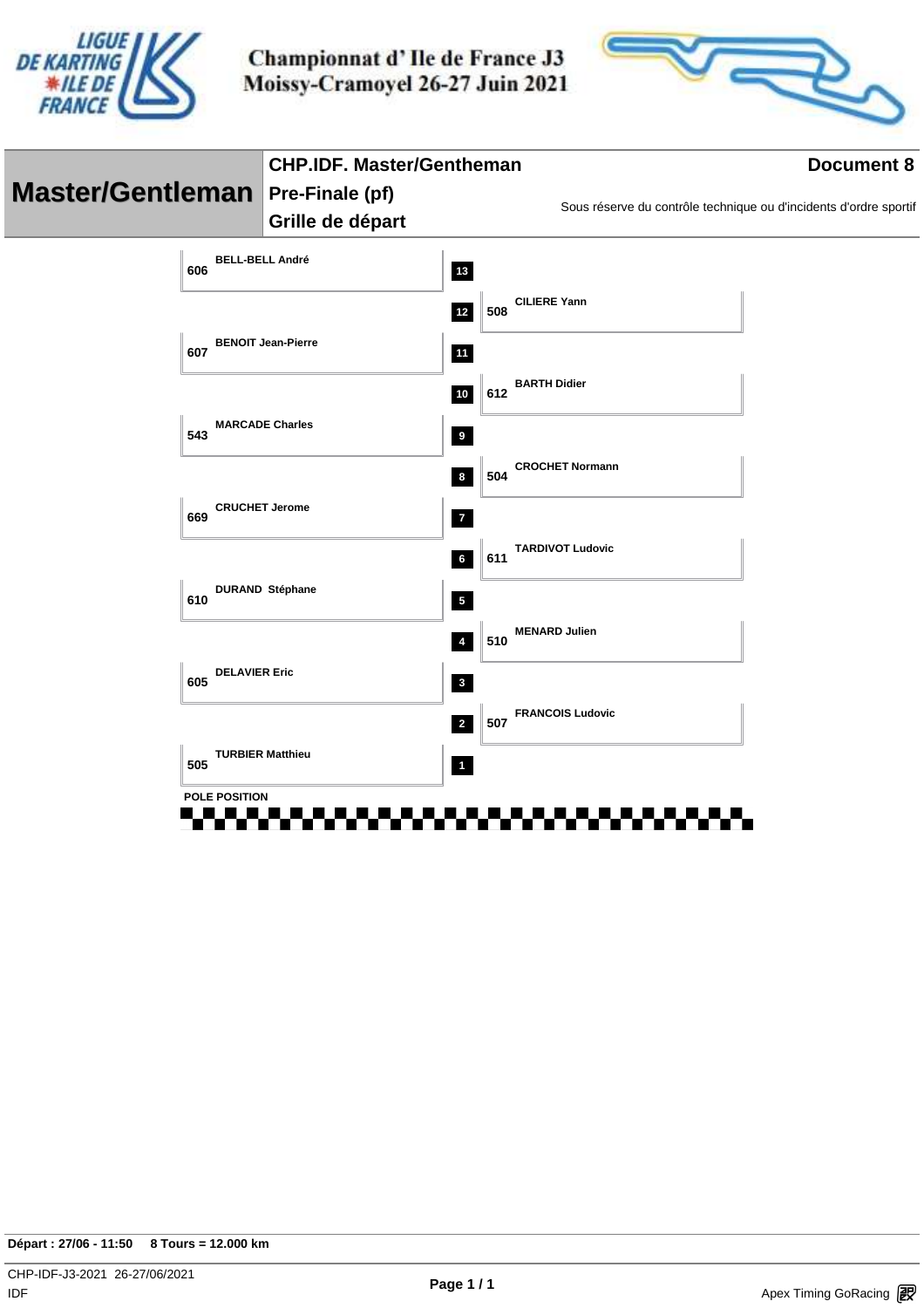**Championnat d' Ile de France J3**
**Moissy-Cramoyel 26-27 Juin 2021**

# Master/Gentleman

## CHP.IDF. Master/Gentheman

**Document 8**

**Pre-Finale (pf)**

**Grille de départ**

Sous réserve du contrôle technique ou d'incidents d'ordre sportif

| Pos | N° | Pilote |
|---|---|---|
| 13 | 606 | BELL-BELL André |
| 12 | 508 | CILIERE Yann |
| 11 | 607 | BENOIT Jean-Pierre |
| 10 | 612 | BARTH Didier |
| 9 | 543 | MARCADE Charles |
| 8 | 504 | CROCHET Normann |
| 7 | 669 | CRUCHET Jerome |
| 6 | 611 | TARDIVOT Ludovic |
| 5 | 610 | DURAND Stéphane |
| 4 | 510 | MENARD Julien |
| 3 | 605 | DELAVIER Eric |
| 2 | 507 | FRANCOIS Ludovic |
| 1 | 505 | TURBIER Matthieu |

POLE POSITION

**Départ : 27/06 - 11:50 8 Tours = 12.000 km**

CHP-IDF-J3-2021 26-27/06/2021
IDF

Apex Timing GoRacing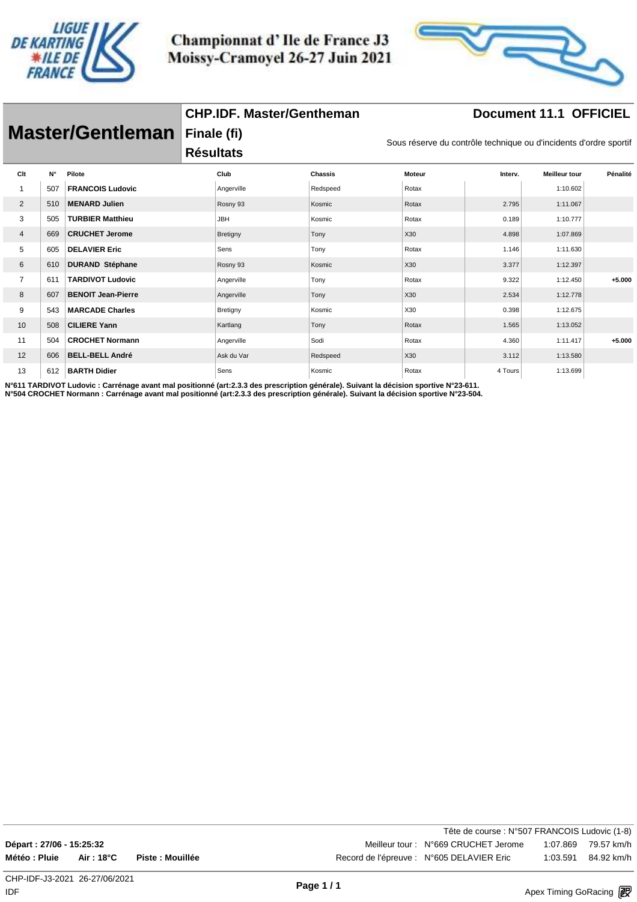# Championnat d' Ile de France J3
## Moissy-Cramoyel 26-27 Juin 2021

**Master/Gentleman**

**CHP.IDF. Master/Gentheman**
**Finale (fi)**
**Résultats**

**Document 11.1 OFFICIEL**

Sous réserve du contrôle technique ou d'incidents d'ordre sportif

| Clt | N° | Pilote | Club | Chassis | Moteur | Interv. | Meilleur tour | Pénalité |
|---|---|---|---|---|---|---|---|---|
| 1 | 507 | **FRANCOIS Ludovic** | Angerville | Redspeed | Rotax | | 1:10.602 | |
| 2 | 510 | **MENARD Julien** | Rosny 93 | Kosmic | Rotax | 2.795 | 1:11.067 | |
| 3 | 505 | **TURBIER Matthieu** | JBH | Kosmic | Rotax | 0.189 | 1:10.777 | |
| 4 | 669 | **CRUCHET Jerome** | Bretigny | Tony | X30 | 4.898 | 1:07.869 | |
| 5 | 605 | **DELAVIER Eric** | Sens | Tony | Rotax | 1.146 | 1:11.630 | |
| 6 | 610 | **DURAND Stéphane** | Rosny 93 | Kosmic | X30 | 3.377 | 1:12.397 | |
| 7 | 611 | **TARDIVOT Ludovic** | Angerville | Tony | Rotax | 9.322 | 1:12.450 | **+5.000** |
| 8 | 607 | **BENOIT Jean-Pierre** | Angerville | Tony | X30 | 2.534 | 1:12.778 | |
| 9 | 543 | **MARCADE Charles** | Bretigny | Kosmic | X30 | 0.398 | 1:12.675 | |
| 10 | 508 | **CILIERE Yann** | Kartlang | Tony | Rotax | 1.565 | 1:13.052 | |
| 11 | 504 | **CROCHET Normann** | Angerville | Sodi | Rotax | 4.360 | 1:11.417 | **+5.000** |
| 12 | 606 | **BELL-BELL André** | Ask du Var | Redspeed | X30 | 3.112 | 1:13.580 | |
| 13 | 612 | **BARTH Didier** | Sens | Kosmic | Rotax | 4 Tours | 1:13.699 | |

**N°611 TARDIVOT Ludovic : Carrénage avant mal positionné (art:2.3.3 des prescription générale). Suivant la décision sportive N°23-611.**
**N°504 CROCHET Normann : Carrénage avant mal positionné (art:2.3.3 des prescription générale). Suivant la décision sportive N°23-504.**

Tête de course : N°507 FRANCOIS Ludovic (1-8)

**Départ : 27/06 - 15:25:32**

Meilleur tour : N°669 CRUCHET Jerome 1:07.869 79.57 km/h

**Météo : Pluie** **Air : 18°C** **Piste : Mouillée**

Record de l'épreuve : N°605 DELAVIER Eric 1:03.591 84.92 km/h

CHP-IDF-J3-2021 26-27/06/2021
IDF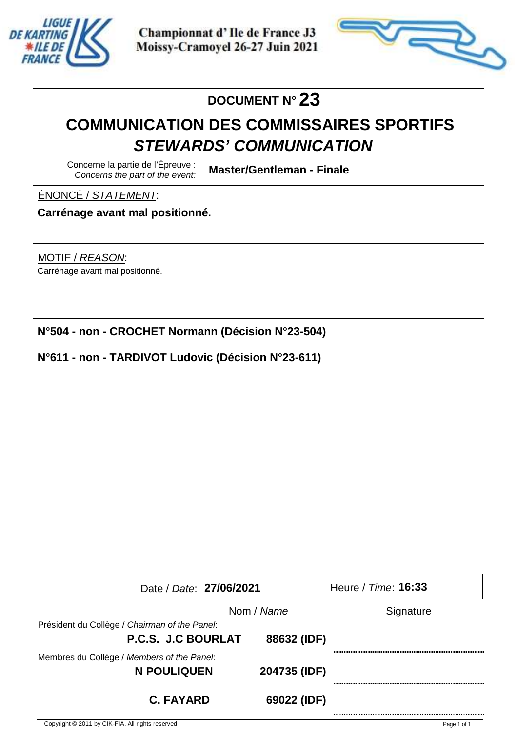Championnat d' Ile de France J3
Moissy-Cramoyel 26-27 Juin 2021

# DOCUMENT N° 23

## COMMUNICATION DES COMMISSAIRES SPORTIFS
## *STEWARDS' COMMUNICATION*

| Concerne la partie de l'Épreuve : *Concerns the part of the event:* | **Master/Gentleman - Finale** |
| --- | --- |

ÉNONCÉ / *STATEMENT*:

**Carrénage avant mal positionné.**

MOTIF / *REASON*:

Carrénage avant mal positionné.

**N°504 - non - CROCHET Normann (Décision N°23-504)**

**N°611 - non - TARDIVOT Ludovic (Décision N°23-611)**

| Date / *Date*: **27/06/2021** | | Heure / *Time*: **16:33** |
| --- | --- | --- |
| | Nom / *Name* | Signature |
| Président du Collège / *Chairman of the Panel*: **P.C.S. J.C BOURLAT** | **88632 (IDF)** | |
| Membres du Collège / *Members of the Panel*: **N POULIQUEN** | **204735 (IDF)** | |
| **C. FAYARD** | **69022 (IDF)** | |

Copyright © 2011 by CIK-FIA. All rights reserved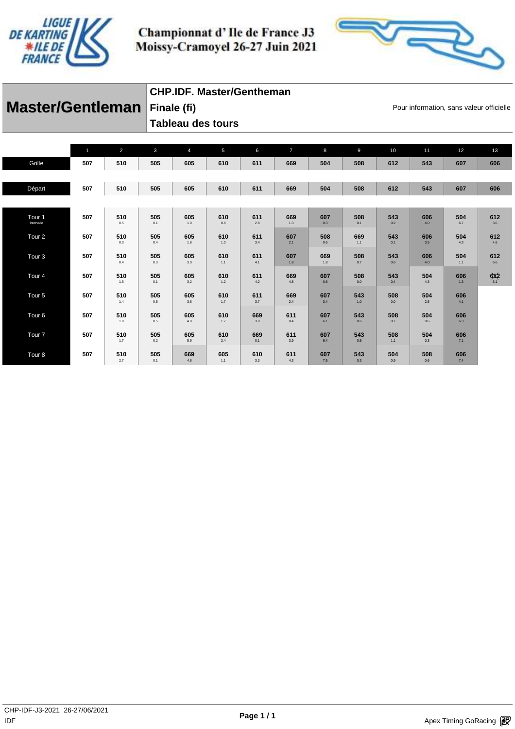Championnat d' Ile de France J3
Moissy-Cramoyel 26-27 Juin 2021

# Master/Gentleman

**CHP.IDF. Master/Gentheman**
**Finale (fi)**
**Tableau des tours**

Pour information, sans valeur officielle

| | 1 | 2 | 3 | 4 | 5 | 6 | 7 | 8 | 9 | 10 | 11 | 12 | 13 |
|---|---|---|---|---|---|---|---|---|---|---|---|---|---|
| Grille | 507 | 510 | 505 | 605 | 610 | 611 | 669 | 504 | 508 | 612 | 543 | 607 | 606 |
| Départ | 507 | 510 | 505 | 605 | 610 | 611 | 669 | 504 | 508 | 612 | 543 | 607 | 606 |
| Tour 1 Intervalle | 507 | 510 0.5 | 505 0.1 | 605 1.0 | 610 0.8 | 611 2.8 | 669 1.3 | 607 0.3 | 508 0.1 | 543 0.2 | 606 4.0 | 504 6.7 | 612 3.6 |
| Tour 2 | 507 | 510 0.3 | 505 0.4 | 605 1.8 | 610 1.0 | 611 3.4 | 607 2.1 | 508 0.6 | 669 1.1 | 543 0.1 | 606 3.5 | 504 4.3 | 612 4.6 |
| Tour 3 | 507 | 510 0.4 | 505 0.3 | 605 3.0 | 610 1.1 | 611 4.1 | 607 1.8 | 669 1.8 | 508 0.7 | 543 0.6 | 606 4.0 | 504 1.1 | 612 6.6 |
| Tour 4 | 507 | 510 1.5 | 505 0.1 | 605 3.2 | 610 1.2 | 611 4.2 | 669 4.8 | 607 0.6 | 508 0.0 | 543 0.4 | 504 4.3 | 606 1.3 | 612 6.1 |
| Tour 5 | 507 | 510 1.4 | 505 0.5 | 605 3.8 | 610 1.7 | 611 3.7 | 669 2.4 | 607 3.4 | 543 1.0 | 508 0.0 | 504 2.5 | 606 4.1 | |
| Tour 6 | 507 | 510 1.8 | 505 0.5 | 605 4.8 | 610 1.7 | 669 3.8 | 611 0.4 | 607 6.1 | 543 0.6 | 508 0.7 | 504 0.6 | 606 6.3 | |
| Tour 7 | 507 | 510 1.7 | 505 0.2 | 605 5.9 | 610 2.4 | 669 0.1 | 611 3.9 | 607 6.4 | 543 0.5 | 508 1.1 | 504 0.3 | 606 7.1 | |
| Tour 8 | 507 | 510 2.7 | 505 0.1 | 669 4.8 | 605 1.1 | 610 3.3 | 611 4.3 | 607 7.5 | 543 0.3 | 504 0.9 | 508 0.6 | 606 7.4 | |

CHP-IDF-J3-2021 26-27/06/2021
IDF

Apex Timing GoRacing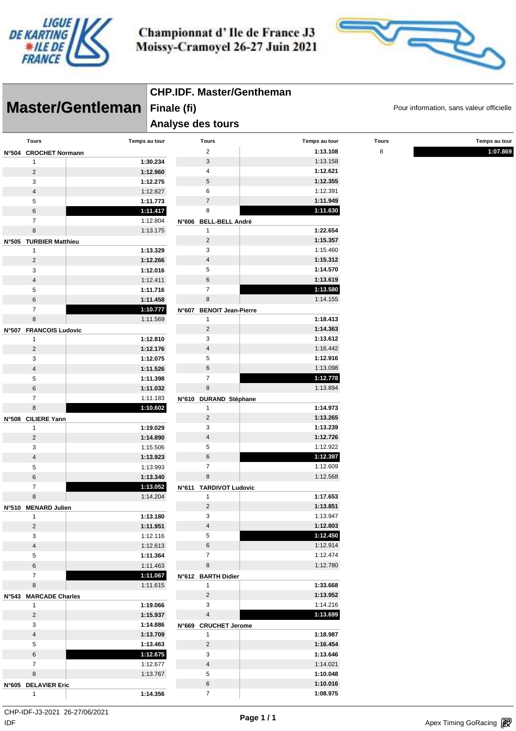# Championnat d' Ile de France J3
## Moissy-Cramoyel 26-27 Juin 2021

# Master/Gentleman

**CHP.IDF. Master/Gentheman**

**Finale (fi)**

**Analyse des tours**

Pour information, sans valeur officielle

| Tours | Temps au tour |
|---|---|
| **N°504 CROCHET Normann** | |
| 1 | **1:30.234** |
| 2 | **1:12.960** |
| 3 | **1:12.275** |
| 4 | 1:12.827 |
| 5 | **1:11.773** |
| 6 | **1:11.417** |
| 7 | 1:12.804 |
| 8 | 1:13.175 |
| **N°505 TURBIER Matthieu** | |
| 1 | **1:13.329** |
| 2 | **1:12.266** |
| 3 | **1:12.016** |
| 4 | 1:12.411 |
| 5 | **1:11.716** |
| 6 | **1:11.458** |
| 7 | **1:10.777** |
| 8 | 1:11.569 |
| **N°507 FRANCOIS Ludovic** | |
| 1 | **1:12.810** |
| 2 | **1:12.176** |
| 3 | **1:12.075** |
| 4 | **1:11.526** |
| 5 | **1:11.398** |
| 6 | **1:11.032** |
| 7 | 1:11.183 |
| 8 | **1:10.602** |
| **N°508 CILIERE Yann** | |
| 1 | **1:19.029** |
| 2 | **1:14.890** |
| 3 | 1:15.506 |
| 4 | **1:13.923** |
| 5 | 1:13.993 |
| 6 | **1:13.340** |
| 7 | **1:13.052** |
| 8 | 1:14.204 |
| **N°510 MENARD Julien** | |
| 1 | **1:13.180** |
| 2 | **1:11.951** |
| 3 | 1:12.116 |
| 4 | 1:12.613 |
| 5 | **1:11.364** |
| 6 | 1:11.463 |
| 7 | **1:11.067** |
| 8 | 1:11.615 |
| **N°543 MARCADE Charles** | |
| 1 | **1:19.066** |
| 2 | **1:15.937** |
| 3 | **1:14.886** |
| 4 | **1:13.709** |
| 5 | **1:13.463** |
| 6 | **1:12.675** |
| 7 | 1:12.677 |
| 8 | 1:13.767 |
| **N°605 DELAVIER Eric** | |
| 1 | **1:14.356** |
| 2 | **1:13.108** |
| 3 | 1:13.158 |
| 4 | **1:12.621** |
| 5 | **1:12.355** |
| 6 | 1:12.391 |
| 7 | **1:11.949** |
| 8 | **1:11.630** |
| **N°606 BELL-BELL André** | |
| 1 | **1:22.654** |
| 2 | **1:15.357** |
| 3 | 1:15.460 |
| 4 | **1:15.312** |
| 5 | **1:14.570** |
| 6 | **1:13.619** |
| 7 | **1:13.580** |
| 8 | 1:14.155 |
| **N°607 BENOIT Jean-Pierre** | |
| 1 | **1:18.413** |
| 2 | **1:14.363** |
| 3 | **1:13.612** |
| 4 | 1:16.442 |
| 5 | **1:12.916** |
| 6 | 1:13.098 |
| 7 | **1:12.778** |
| 8 | 1:13.894 |
| **N°610 DURAND Stéphane** | |
| 1 | **1:14.973** |
| 2 | **1:13.265** |
| 3 | **1:13.239** |
| 4 | **1:12.726** |
| 5 | 1:12.922 |
| 6 | **1:12.397** |
| 7 | 1:12.609 |
| 8 | 1:12.568 |
| **N°611 TARDIVOT Ludovic** | |
| 1 | **1:17.653** |
| 2 | **1:13.851** |
| 3 | 1:13.947 |
| 4 | **1:12.803** |
| 5 | **1:12.450** |
| 6 | 1:12.914 |
| 7 | 1:12.474 |
| 8 | 1:12.780 |
| **N°612 BARTH Didier** | |
| 1 | **1:33.668** |
| 2 | **1:13.952** |
| 3 | 1:14.216 |
| 4 | **1:13.699** |
| **N°669 CRUCHET Jerome** | |
| 1 | **1:18.987** |
| 2 | **1:16.454** |
| 3 | **1:13.646** |
| 4 | 1:14.021 |
| 5 | **1:10.048** |
| 6 | **1:10.016** |
| 7 | **1:08.975** |
| 8 | **1:07.869** |

CHP-IDF-J3-2021 26-27/06/2021

IDF

Apex Timing GoRacing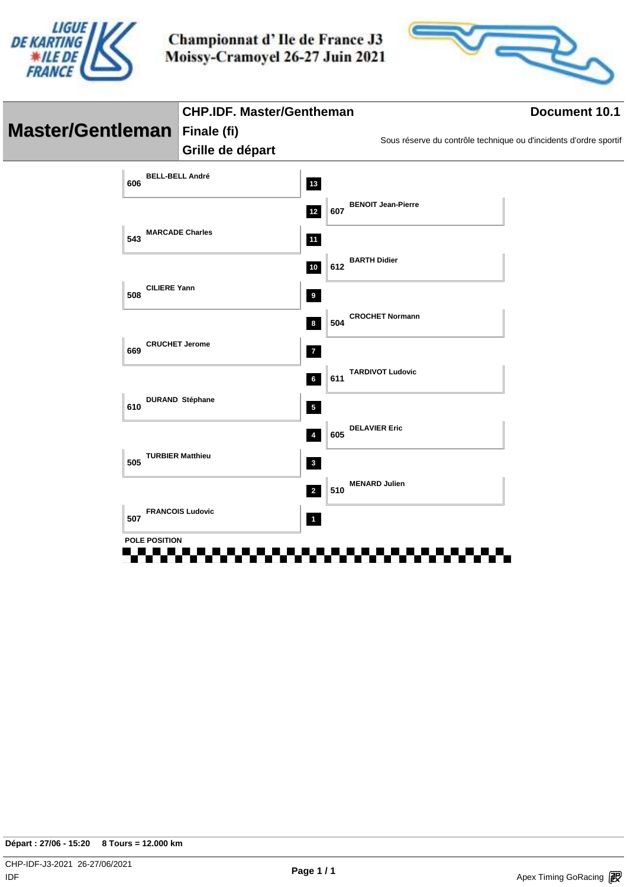Championnat d' Ile de France J3
Moissy-Cramoyel 26-27 Juin 2021

# Master/Gentleman

**CHP.IDF. Master/Gentheman**

**Finale (fi)**

**Grille de départ**

**Document 10.1**

Sous réserve du contrôle technique ou d'incidents d'ordre sportif

| Position | N° | Pilote |
|---|---|---|
| 13 | 606 | BELL-BELL André |
| 12 | 607 | BENOIT Jean-Pierre |
| 11 | 543 | MARCADE Charles |
| 10 | 612 | BARTH Didier |
| 9 | 508 | CILIERE Yann |
| 8 | 504 | CROCHET Normann |
| 7 | 669 | CRUCHET Jerome |
| 6 | 611 | TARDIVOT Ludovic |
| 5 | 610 | DURAND Stéphane |
| 4 | 605 | DELAVIER Eric |
| 3 | 505 | TURBIER Matthieu |
| 2 | 510 | MENARD Julien |
| 1 | 507 | FRANCOIS Ludovic |

POLE POSITION

**Départ : 27/06 - 15:20 8 Tours = 12.000 km**

CHP-IDF-J3-2021 26-27/06/2021
IDF

Apex Timing GoRacing